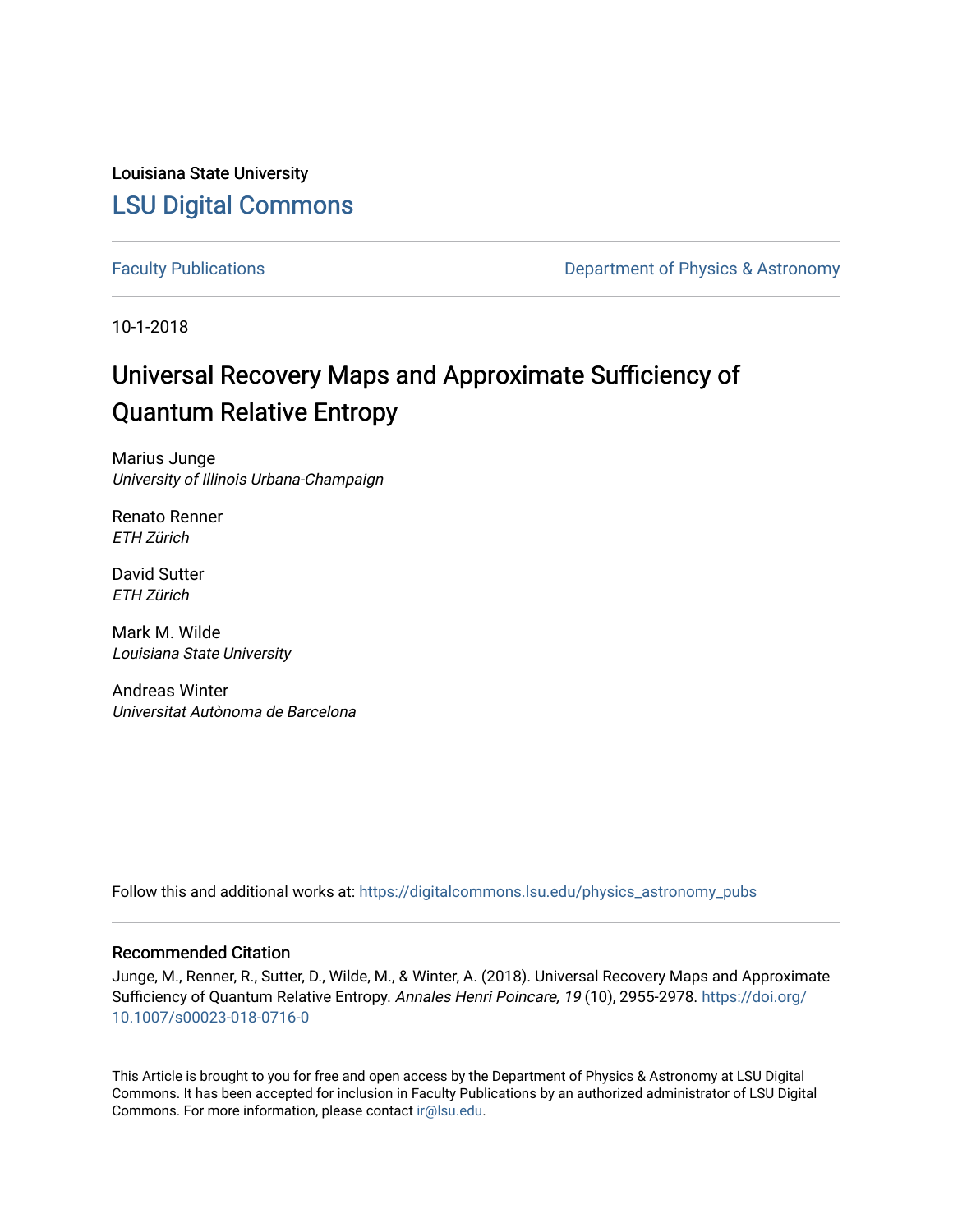Louisiana State University

LSU Digital Commons

Faculty Publications | Department of Physics & Astronomy

10-1-2018

# Universal Recovery Maps and Approximate Sufficiency of Quantum Relative Entropy

Marius Junge
*University of Illinois Urbana-Champaign*

Renato Renner
*ETH Zürich*

David Sutter
*ETH Zürich*

Mark M. Wilde
*Louisiana State University*

Andreas Winter
*Universitat Autònoma de Barcelona*

Follow this and additional works at: https://digitalcommons.lsu.edu/physics_astronomy_pubs

## Recommended Citation

Junge, M., Renner, R., Sutter, D., Wilde, M., & Winter, A. (2018). Universal Recovery Maps and Approximate Sufficiency of Quantum Relative Entropy. *Annales Henri Poincare, 19* (10), 2955-2978. https://doi.org/10.1007/s00023-018-0716-0

This Article is brought to you for free and open access by the Department of Physics & Astronomy at LSU Digital Commons. It has been accepted for inclusion in Faculty Publications by an authorized administrator of LSU Digital Commons. For more information, please contact ir@lsu.edu.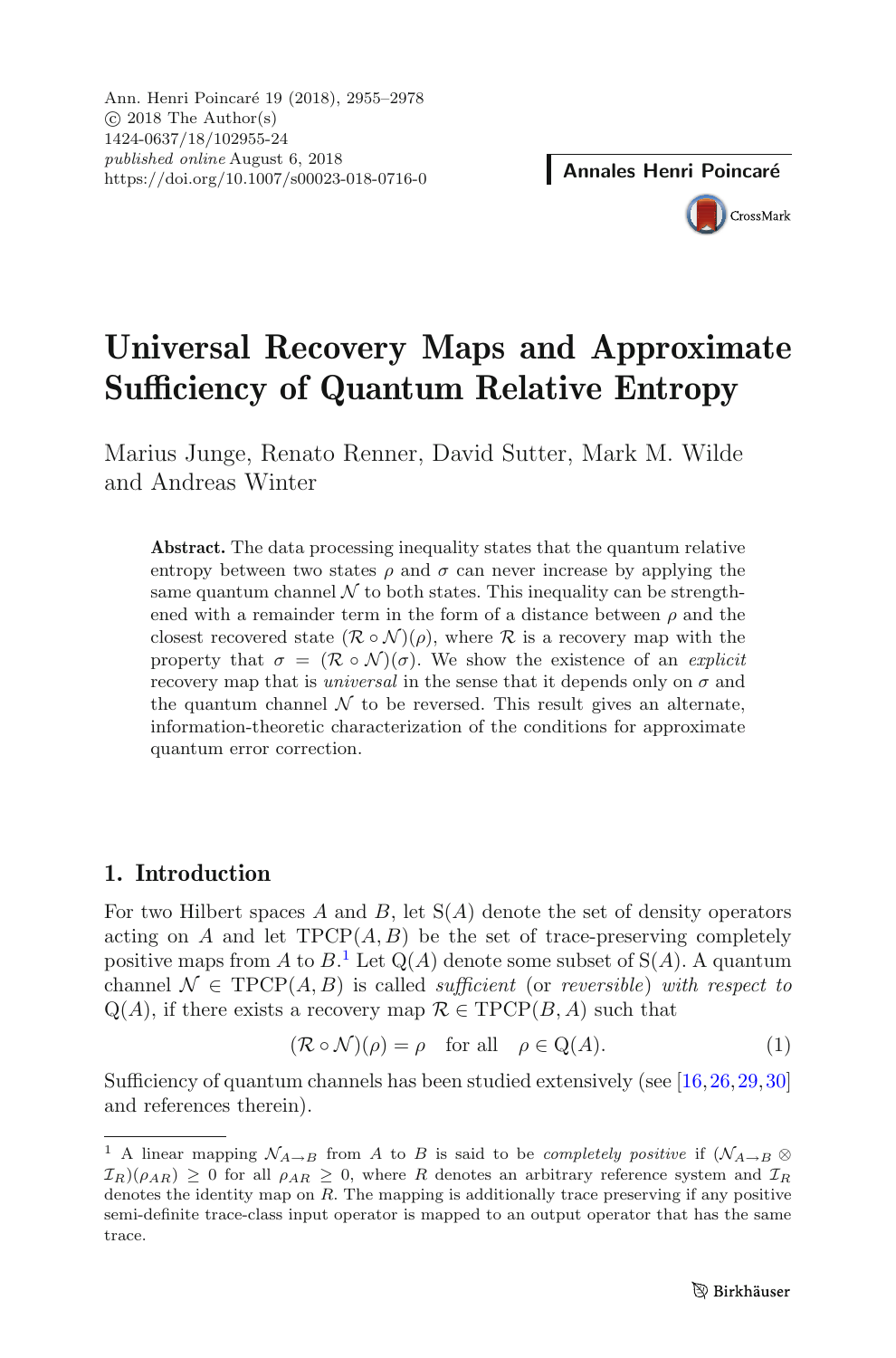# Universal Recovery Maps and Approximate Sufficiency of Quantum Relative Entropy

Marius Junge, Renato Renner, David Sutter, Mark M. Wilde and Andreas Winter

**Abstract.** The data processing inequality states that the quantum relative entropy between two states $\rho$ and $\sigma$ can never increase by applying the same quantum channel $\mathcal{N}$ to both states. This inequality can be strengthened with a remainder term in the form of a distance between $\rho$ and the closest recovered state $(\mathcal{R} \circ \mathcal{N})(\rho)$, where $\mathcal{R}$ is a recovery map with the property that $\sigma = (\mathcal{R} \circ \mathcal{N})(\sigma)$. We show the existence of an *explicit* recovery map that is *universal* in the sense that it depends only on $\sigma$ and the quantum channel $\mathcal{N}$ to be reversed. This result gives an alternate, information-theoretic characterization of the conditions for approximate quantum error correction.

## 1. Introduction

For two Hilbert spaces $A$ and $B$, let $\mathrm{S}(A)$ denote the set of density operators acting on $A$ and let $\mathrm{TPCP}(A, B)$ be the set of trace-preserving completely positive maps from $A$ to $B$.[1] Let $\mathrm{Q}(A)$ denote some subset of $\mathrm{S}(A)$. A quantum channel $\mathcal{N} \in \mathrm{TPCP}(A, B)$ is called *sufficient* (or *reversible*) *with respect to* $\mathrm{Q}(A)$, if there exists a recovery map $\mathcal{R} \in \mathrm{TPCP}(B, A)$ such that

$$(\mathcal{R} \circ \mathcal{N})(\rho) = \rho \quad \text{for all} \quad \rho \in \mathrm{Q}(A). \tag{1}$$

Sufficiency of quantum channels has been studied extensively (see [16,26,29,30] and references therein).

[1] A linear mapping $\mathcal{N}_{A \to B}$ from $A$ to $B$ is said to be *completely positive* if $(\mathcal{N}_{A \to B} \otimes \mathcal{I}_R)(\rho_{AR}) \geq 0$ for all $\rho_{AR} \geq 0$, where $R$ denotes an arbitrary reference system and $\mathcal{I}_R$ denotes the identity map on $R$. The mapping is additionally trace preserving if any positive semi-definite trace-class input operator is mapped to an output operator that has the same trace.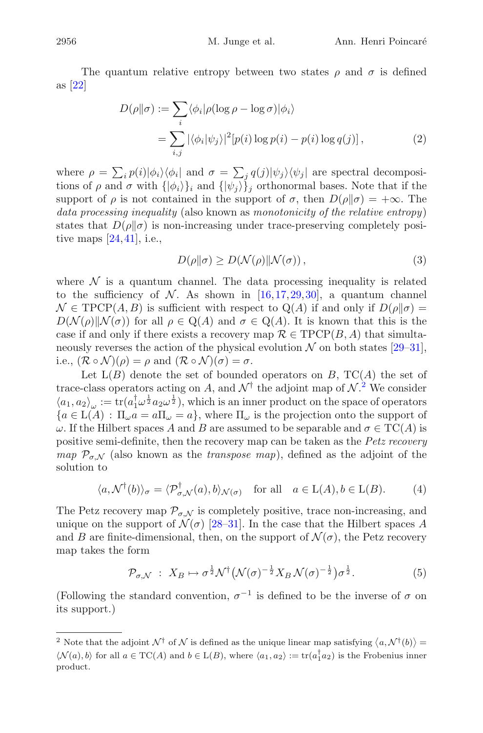The quantum relative entropy between two states $\rho$ and $\sigma$ is defined as [22]

$$
\begin{aligned}
D(\rho\|\sigma) &:= \sum_i \langle\phi_i|\rho(\log\rho - \log\sigma)|\phi_i\rangle \\
&= \sum_{i,j} |\langle\phi_i|\psi_j\rangle|^2 [p(i)\log p(i) - p(i)\log q(j)] ,
\end{aligned}
\tag{2}
$$

where $\rho = \sum_i p(i)|\phi_i\rangle\langle\phi_i|$ and $\sigma = \sum_j q(j)|\psi_j\rangle\langle\psi_j|$ are spectral decompositions of $\rho$ and $\sigma$ with $\{|\phi_i\rangle\}_i$ and $\{|\psi_j\rangle\}_j$ orthonormal bases. Note that if the support of $\rho$ is not contained in the support of $\sigma$, then $D(\rho\|\sigma) = +\infty$. The *data processing inequality* (also known as *monotonicity of the relative entropy*) states that $D(\rho\|\sigma)$ is non-increasing under trace-preserving completely positive maps [24,41], i.e.,

$$
D(\rho\|\sigma) \geq D(\mathcal{N}(\rho)\|\mathcal{N}(\sigma)) ,
\tag{3}
$$

where $\mathcal{N}$ is a quantum channel. The data processing inequality is related to the sufficiency of $\mathcal{N}$. As shown in [16,17,29,30], a quantum channel $\mathcal{N} \in \mathrm{TPCP}(A, B)$ is sufficient with respect to $\mathrm{Q}(A)$ if and only if $D(\rho\|\sigma) = D(\mathcal{N}(\rho)\|\mathcal{N}(\sigma))$ for all $\rho \in \mathrm{Q}(A)$ and $\sigma \in \mathrm{Q}(A)$. It is known that this is the case if and only if there exists a recovery map $\mathcal{R} \in \mathrm{TPCP}(B, A)$ that simultaneously reverses the action of the physical evolution $\mathcal{N}$ on both states [29–31], i.e., $(\mathcal{R} \circ \mathcal{N})(\rho) = \rho$ and $(\mathcal{R} \circ \mathcal{N})(\sigma) = \sigma$.

Let $\mathrm{L}(B)$ denote the set of bounded operators on $B$, $\mathrm{TC}(A)$ the set of trace-class operators acting on $A$, and $\mathcal{N}^\dagger$ the adjoint map of $\mathcal{N}$.[2] We consider $\langle a_1, a_2\rangle_\omega := \mathrm{tr}(a_1^\dagger \omega^{\frac{1}{2}} a_2 \omega^{\frac{1}{2}})$, which is an inner product on the space of operators $\{a \in \mathrm{L}(A) : \Pi_\omega a = a\Pi_\omega = a\}$, where $\Pi_\omega$ is the projection onto the support of $\omega$. If the Hilbert spaces $A$ and $B$ are assumed to be separable and $\sigma \in \mathrm{TC}(A)$ is positive semi-definite, then the recovery map can be taken as the *Petz recovery map* $\mathcal{P}_{\sigma,\mathcal{N}}$ (also known as the *transpose map*), defined as the adjoint of the solution to

$$
\langle a, \mathcal{N}^\dagger(b)\rangle_\sigma = \langle \mathcal{P}^\dagger_{\sigma,\mathcal{N}}(a), b\rangle_{\mathcal{N}(\sigma)} \quad \text{for all} \quad a \in \mathrm{L}(A), b \in \mathrm{L}(B).
\tag{4}
$$

The Petz recovery map $\mathcal{P}_{\sigma,\mathcal{N}}$ is completely positive, trace non-increasing, and unique on the support of $\mathcal{N}(\sigma)$ [28–31]. In the case that the Hilbert spaces $A$ and $B$ are finite-dimensional, then, on the support of $\mathcal{N}(\sigma)$, the Petz recovery map takes the form

$$
\mathcal{P}_{\sigma,\mathcal{N}} \ : \ X_B \mapsto \sigma^{\frac{1}{2}} \mathcal{N}^\dagger\big(\mathcal{N}(\sigma)^{-\frac{1}{2}} X_B \, \mathcal{N}(\sigma)^{-\frac{1}{2}}\big)\sigma^{\frac{1}{2}}.
\tag{5}
$$

(Following the standard convention, $\sigma^{-1}$ is defined to be the inverse of $\sigma$ on its support.)

---

[2] Note that the adjoint $\mathcal{N}^\dagger$ of $\mathcal{N}$ is defined as the unique linear map satisfying $\langle a, \mathcal{N}^\dagger(b)\rangle = \langle \mathcal{N}(a), b\rangle$ for all $a \in \mathrm{TC}(A)$ and $b \in \mathrm{L}(B)$, where $\langle a_1, a_2\rangle := \mathrm{tr}(a_1^\dagger a_2)$ is the Frobenius inner product.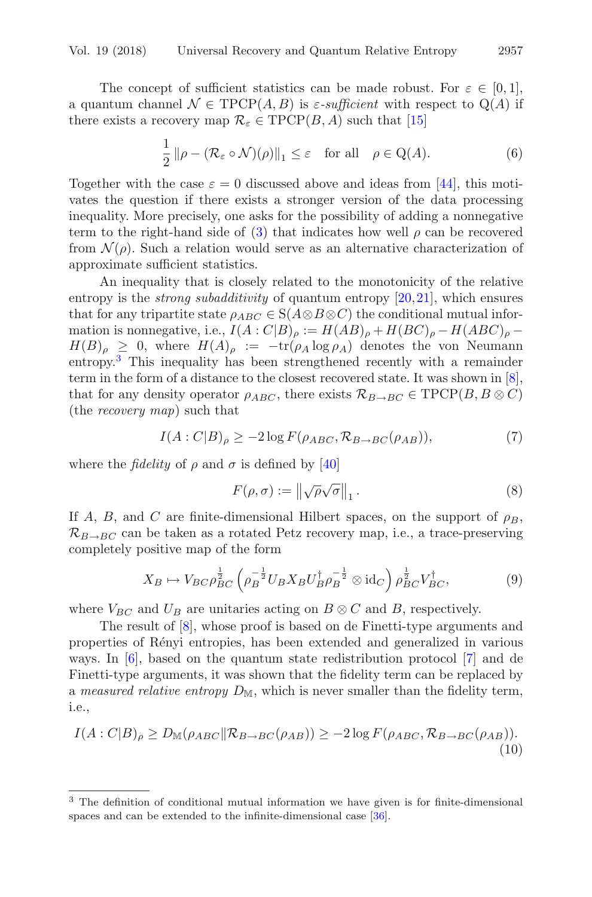The concept of sufficient statistics can be made robust. For $\varepsilon \in [0,1]$, a quantum channel $\mathcal{N} \in \mathrm{TPCP}(A,B)$ is *$\varepsilon$-sufficient* with respect to $\mathrm{Q}(A)$ if there exists a recovery map $\mathcal{R}_\varepsilon \in \mathrm{TPCP}(B,A)$ such that [15]

$$\frac{1}{2}\left\|\rho - (\mathcal{R}_\varepsilon \circ \mathcal{N})(\rho)\right\|_1 \leq \varepsilon \quad \text{for all} \quad \rho \in \mathrm{Q}(A). \tag{6}$$

Together with the case $\varepsilon = 0$ discussed above and ideas from [44], this motivates the question if there exists a stronger version of the data processing inequality. More precisely, one asks for the possibility of adding a nonnegative term to the right-hand side of (3) that indicates how well $\rho$ can be recovered from $\mathcal{N}(\rho)$. Such a relation would serve as an alternative characterization of approximate sufficient statistics.

An inequality that is closely related to the monotonicity of the relative entropy is the *strong subadditivity* of quantum entropy [20,21], which ensures that for any tripartite state $\rho_{ABC} \in \mathrm{S}(A \otimes B \otimes C)$ the conditional mutual information is nonnegative, i.e., $I(A:C|B)_\rho := H(AB)_\rho + H(BC)_\rho - H(ABC)_\rho - H(B)_\rho \geq 0$, where $H(A)_\rho := -\mathrm{tr}(\rho_A \log \rho_A)$ denotes the von Neumann entropy.[3] This inequality has been strengthened recently with a remainder term in the form of a distance to the closest recovered state. It was shown in [8], that for any density operator $\rho_{ABC}$, there exists $\mathcal{R}_{B\to BC} \in \mathrm{TPCP}(B, B\otimes C)$ (the *recovery map*) such that

$$I(A:C|B)_\rho \geq -2\log F(\rho_{ABC}, \mathcal{R}_{B\to BC}(\rho_{AB})), \tag{7}$$

where the *fidelity* of $\rho$ and $\sigma$ is defined by [40]

$$F(\rho,\sigma) := \left\|\sqrt{\rho}\sqrt{\sigma}\right\|_1. \tag{8}$$

If $A$, $B$, and $C$ are finite-dimensional Hilbert spaces, on the support of $\rho_B$, $\mathcal{R}_{B\to BC}$ can be taken as a rotated Petz recovery map, i.e., a trace-preserving completely positive map of the form

$$X_B \mapsto V_{BC}\rho_{BC}^{\frac{1}{2}}\left(\rho_B^{-\frac{1}{2}} U_B X_B U_B^\dagger \rho_B^{-\frac{1}{2}} \otimes \mathrm{id}_C\right)\rho_{BC}^{\frac{1}{2}} V_{BC}^\dagger, \tag{9}$$

where $V_{BC}$ and $U_B$ are unitaries acting on $B\otimes C$ and $B$, respectively.

The result of [8], whose proof is based on de Finetti-type arguments and properties of Rényi entropies, has been extended and generalized in various ways. In [6], based on the quantum state redistribution protocol [7] and de Finetti-type arguments, it was shown that the fidelity term can be replaced by a *measured relative entropy* $D_{\mathbb{M}}$, which is never smaller than the fidelity term, i.e.,

$$I(A:C|B)_\rho \geq D_{\mathbb{M}}(\rho_{ABC}\|\mathcal{R}_{B\to BC}(\rho_{AB})) \geq -2\log F(\rho_{ABC}, \mathcal{R}_{B\to BC}(\rho_{AB})). \tag{10}$$

---

[3] The definition of conditional mutual information we have given is for finite-dimensional spaces and can be extended to the infinite-dimensional case [36].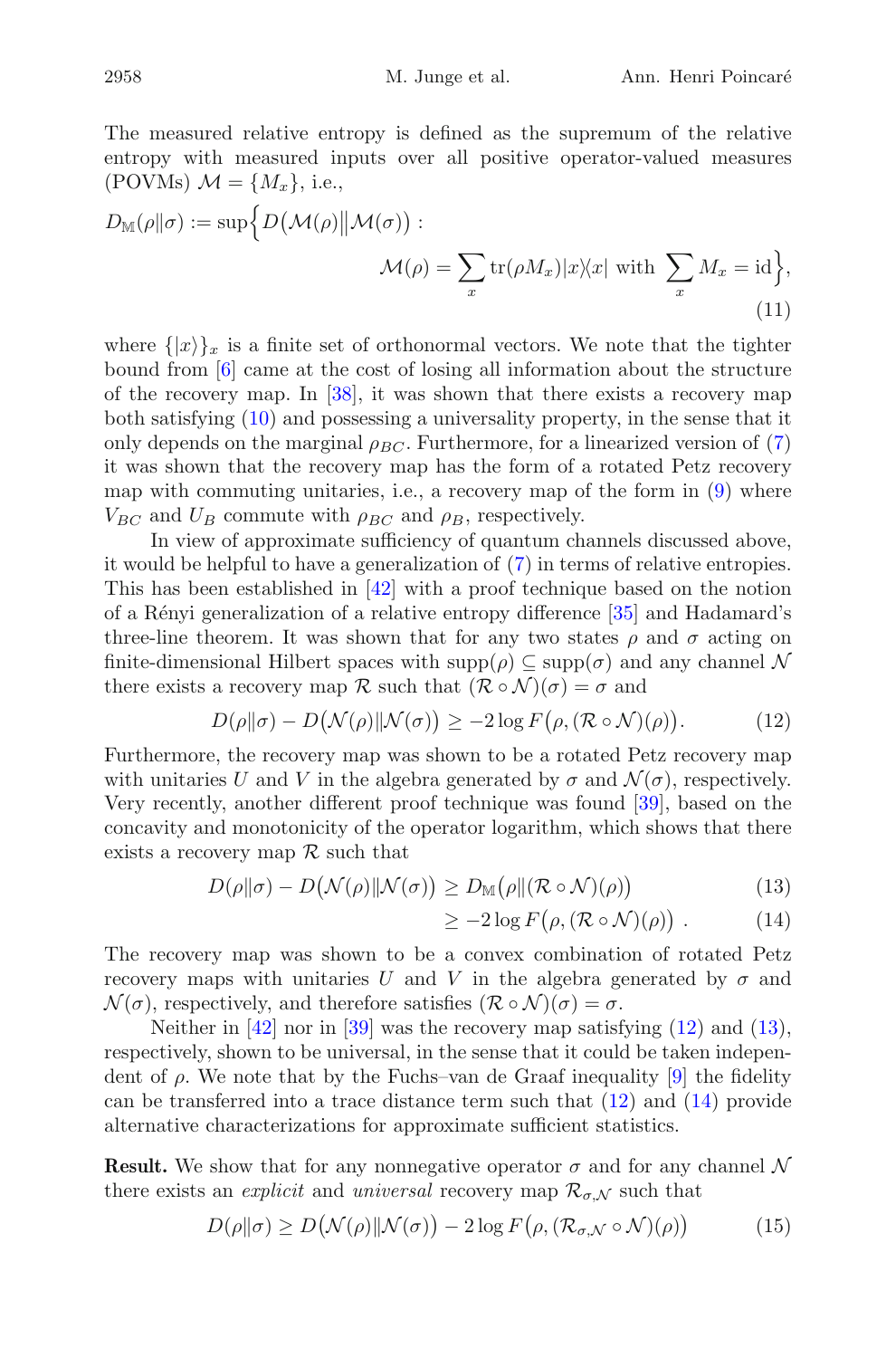The measured relative entropy is defined as the supremum of the relative entropy with measured inputs over all positive operator-valued measures (POVMs) $\mathcal{M} = \{M_x\}$, i.e.,

$$D_{\mathbb{M}}(\rho\|\sigma) := \sup\Big\{D\big(\mathcal{M}(\rho)\big\|\mathcal{M}(\sigma)\big) : \mathcal{M}(\rho) = \sum_x \mathrm{tr}(\rho M_x)|x\rangle\langle x| \text{ with } \sum_x M_x = \mathrm{id}\Big\}, \tag{11}$$

where $\{|x\rangle\}_x$ is a finite set of orthonormal vectors. We note that the tighter bound from [6] came at the cost of losing all information about the structure of the recovery map. In [38], it was shown that there exists a recovery map both satisfying (10) and possessing a universality property, in the sense that it only depends on the marginal $\rho_{BC}$. Furthermore, for a linearized version of (7) it was shown that the recovery map has the form of a rotated Petz recovery map with commuting unitaries, i.e., a recovery map of the form in (9) where $V_{BC}$ and $U_B$ commute with $\rho_{BC}$ and $\rho_B$, respectively.

In view of approximate sufficiency of quantum channels discussed above, it would be helpful to have a generalization of (7) in terms of relative entropies. This has been established in [42] with a proof technique based on the notion of a Rényi generalization of a relative entropy difference [35] and Hadamard's three-line theorem. It was shown that for any two states $\rho$ and $\sigma$ acting on finite-dimensional Hilbert spaces with $\mathrm{supp}(\rho) \subseteq \mathrm{supp}(\sigma)$ and any channel $\mathcal{N}$ there exists a recovery map $\mathcal{R}$ such that $(\mathcal{R} \circ \mathcal{N})(\sigma) = \sigma$ and

$$D(\rho\|\sigma) - D\big(\mathcal{N}(\rho)\|\mathcal{N}(\sigma)\big) \geq -2\log F\big(\rho, (\mathcal{R}\circ\mathcal{N})(\rho)\big). \tag{12}$$

Furthermore, the recovery map was shown to be a rotated Petz recovery map with unitaries $U$ and $V$ in the algebra generated by $\sigma$ and $\mathcal{N}(\sigma)$, respectively. Very recently, another different proof technique was found [39], based on the concavity and monotonicity of the operator logarithm, which shows that there exists a recovery map $\mathcal{R}$ such that

$$D(\rho\|\sigma) - D\big(\mathcal{N}(\rho)\|\mathcal{N}(\sigma)\big) \geq D_{\mathbb{M}}\big(\rho\|(\mathcal{R}\circ\mathcal{N})(\rho)\big) \tag{13}$$

$$\geq -2\log F\big(\rho, (\mathcal{R}\circ\mathcal{N})(\rho)\big)\ . \tag{14}$$

The recovery map was shown to be a convex combination of rotated Petz recovery maps with unitaries $U$ and $V$ in the algebra generated by $\sigma$ and $\mathcal{N}(\sigma)$, respectively, and therefore satisfies $(\mathcal{R}\circ\mathcal{N})(\sigma) = \sigma$.

Neither in [42] nor in [39] was the recovery map satisfying (12) and (13), respectively, shown to be universal, in the sense that it could be taken independent of $\rho$. We note that by the Fuchs–van de Graaf inequality [9] the fidelity can be transferred into a trace distance term such that (12) and (14) provide alternative characterizations for approximate sufficient statistics.

**Result.** We show that for any nonnegative operator $\sigma$ and for any channel $\mathcal{N}$ there exists an *explicit* and *universal* recovery map $\mathcal{R}_{\sigma,\mathcal{N}}$ such that

$$D(\rho\|\sigma) \geq D\big(\mathcal{N}(\rho)\|\mathcal{N}(\sigma)\big) - 2\log F\big(\rho, (\mathcal{R}_{\sigma,\mathcal{N}}\circ\mathcal{N})(\rho)\big) \tag{15}$$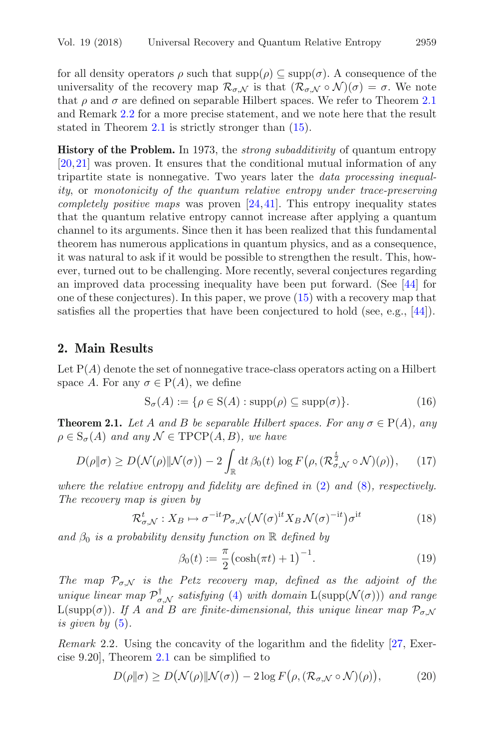for all density operators $\rho$ such that $\mathrm{supp}(\rho) \subseteq \mathrm{supp}(\sigma)$. A consequence of the universality of the recovery map $\mathcal{R}_{\sigma,\mathcal{N}}$ is that $(\mathcal{R}_{\sigma,\mathcal{N}} \circ \mathcal{N})(\sigma) = \sigma$. We note that $\rho$ and $\sigma$ are defined on separable Hilbert spaces. We refer to Theorem 2.1 and Remark 2.2 for a more precise statement, and we note here that the result stated in Theorem 2.1 is strictly stronger than (15).

**History of the Problem.** In 1973, the *strong subadditivity* of quantum entropy [20,21] was proven. It ensures that the conditional mutual information of any tripartite state is nonnegative. Two years later the *data processing inequality*, or *monotonicity of the quantum relative entropy under trace-preserving completely positive maps* was proven [24,41]. This entropy inequality states that the quantum relative entropy cannot increase after applying a quantum channel to its arguments. Since then it has been realized that this fundamental theorem has numerous applications in quantum physics, and as a consequence, it was natural to ask if it would be possible to strengthen the result. This, however, turned out to be challenging. More recently, several conjectures regarding an improved data processing inequality have been put forward. (See [44] for one of these conjectures). In this paper, we prove (15) with a recovery map that satisfies all the properties that have been conjectured to hold (see, e.g., [44]).

## 2. Main Results

Let $\mathrm{P}(A)$ denote the set of nonnegative trace-class operators acting on a Hilbert space $A$. For any $\sigma \in \mathrm{P}(A)$, we define

$$\mathrm{S}_\sigma(A) := \{\rho \in \mathrm{S}(A) : \mathrm{supp}(\rho) \subseteq \mathrm{supp}(\sigma)\}. \tag{16}$$

**Theorem 2.1.** *Let $A$ and $B$ be separable Hilbert spaces. For any $\sigma \in \mathrm{P}(A)$, any $\rho \in \mathrm{S}_\sigma(A)$ and any $\mathcal{N} \in \mathrm{TPCP}(A, B)$, we have*

$$D(\rho\|\sigma) \geq D\big(\mathcal{N}(\rho)\|\mathcal{N}(\sigma)\big) - 2\int_{\mathbb{R}} \mathrm{d}t\, \beta_0(t)\, \log F\big(\rho, (\mathcal{R}^{\frac{t}{2}}_{\sigma,\mathcal{N}} \circ \mathcal{N})(\rho)\big), \tag{17}$$

*where the relative entropy and fidelity are defined in (2) and (8), respectively. The recovery map is given by*

$$\mathcal{R}^t_{\sigma,\mathcal{N}} : X_B \mapsto \sigma^{-\mathrm{i}t} \mathcal{P}_{\sigma,\mathcal{N}}\big(\mathcal{N}(\sigma)^{\mathrm{i}t} X_B\, \mathcal{N}(\sigma)^{-\mathrm{i}t}\big)\sigma^{\mathrm{i}t} \tag{18}$$

*and $\beta_0$ is a probability density function on $\mathbb{R}$ defined by*

$$\beta_0(t) := \frac{\pi}{2}\big(\cosh(\pi t) + 1\big)^{-1}. \tag{19}$$

*The map $\mathcal{P}_{\sigma,\mathcal{N}}$ is the Petz recovery map, defined as the adjoint of the unique linear map $\mathcal{P}^\dagger_{\sigma,\mathcal{N}}$ satisfying (4) with domain $\mathrm{L}(\mathrm{supp}(\mathcal{N}(\sigma)))$ and range $\mathrm{L}(\mathrm{supp}(\sigma))$. If $A$ and $B$ are finite-dimensional, this unique linear map $\mathcal{P}_{\sigma,\mathcal{N}}$ is given by (5).*

*Remark* 2.2. Using the concavity of the logarithm and the fidelity [27, Exercise 9.20], Theorem 2.1 can be simplified to

$$D(\rho\|\sigma) \geq D\big(\mathcal{N}(\rho)\|\mathcal{N}(\sigma)\big) - 2\log F\big(\rho, (\mathcal{R}_{\sigma,\mathcal{N}} \circ \mathcal{N})(\rho)\big), \tag{20}$$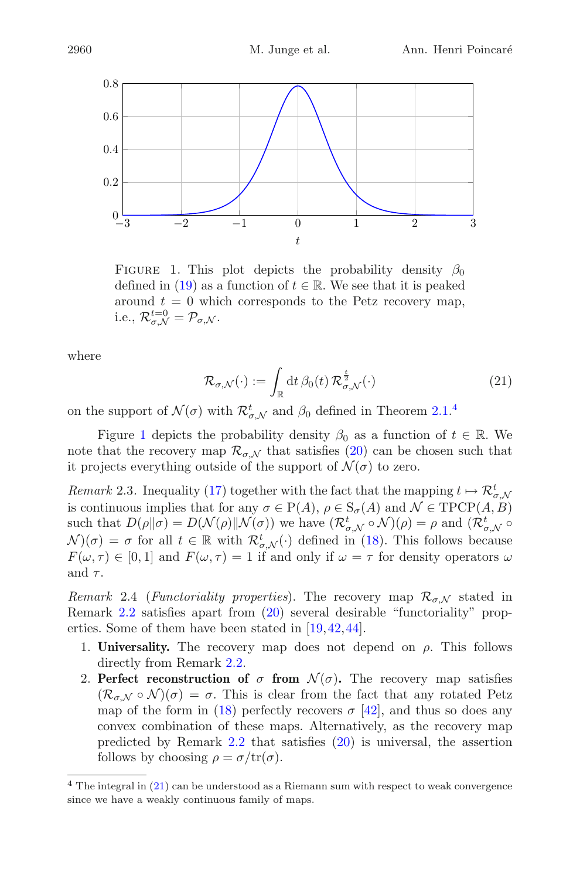FIGURE 1. This plot depicts the probability density $\beta_0$ defined in (19) as a function of $t \in \mathbb{R}$. We see that it is peaked around $t = 0$ which corresponds to the Petz recovery map, i.e., $\mathcal{R}^{t=0}_{\sigma,\mathcal{N}} = \mathcal{P}_{\sigma,\mathcal{N}}$.

where

$$\mathcal{R}_{\sigma,\mathcal{N}}(\cdot) := \int_{\mathbb{R}} \mathrm{d}t \, \beta_0(t) \, \mathcal{R}^{\frac{t}{2}}_{\sigma,\mathcal{N}}(\cdot) \tag{21}$$

on the support of $\mathcal{N}(\sigma)$ with $\mathcal{R}^t_{\sigma,\mathcal{N}}$ and $\beta_0$ defined in Theorem 2.1.[4]

Figure 1 depicts the probability density $\beta_0$ as a function of $t \in \mathbb{R}$. We note that the recovery map $\mathcal{R}_{\sigma,\mathcal{N}}$ that satisfies (20) can be chosen such that it projects everything outside of the support of $\mathcal{N}(\sigma)$ to zero.

*Remark* 2.3. Inequality (17) together with the fact that the mapping $t \mapsto \mathcal{R}^t_{\sigma,\mathcal{N}}$ is continuous implies that for any $\sigma \in \mathrm{P}(A)$, $\rho \in \mathrm{S}_\sigma(A)$ and $\mathcal{N} \in \mathrm{TPCP}(A, B)$ such that $D(\rho\|\sigma) = D(\mathcal{N}(\rho)\|\mathcal{N}(\sigma))$ we have $(\mathcal{R}^t_{\sigma,\mathcal{N}} \circ \mathcal{N})(\rho) = \rho$ and $(\mathcal{R}^t_{\sigma,\mathcal{N}} \circ \mathcal{N})(\sigma) = \sigma$ for all $t \in \mathbb{R}$ with $\mathcal{R}^t_{\sigma,\mathcal{N}}(\cdot)$ defined in (18). This follows because $F(\omega, \tau) \in [0, 1]$ and $F(\omega, \tau) = 1$ if and only if $\omega = \tau$ for density operators $\omega$ and $\tau$.

*Remark* 2.4 (*Functoriality properties*). The recovery map $\mathcal{R}_{\sigma,\mathcal{N}}$ stated in Remark 2.2 satisfies apart from (20) several desirable "functoriality" properties. Some of them have been stated in [19,42,44].

1. **Universality.** The recovery map does not depend on $\rho$. This follows directly from Remark 2.2.
2. **Perfect reconstruction of $\sigma$ from $\mathcal{N}(\sigma)$.** The recovery map satisfies $(\mathcal{R}_{\sigma,\mathcal{N}} \circ \mathcal{N})(\sigma) = \sigma$. This is clear from the fact that any rotated Petz map of the form in (18) perfectly recovers $\sigma$ [42], and thus so does any convex combination of these maps. Alternatively, as the recovery map predicted by Remark 2.2 that satisfies (20) is universal, the assertion follows by choosing $\rho = \sigma/\mathrm{tr}(\sigma)$.

[4] The integral in (21) can be understood as a Riemann sum with respect to weak convergence since we have a weakly continuous family of maps.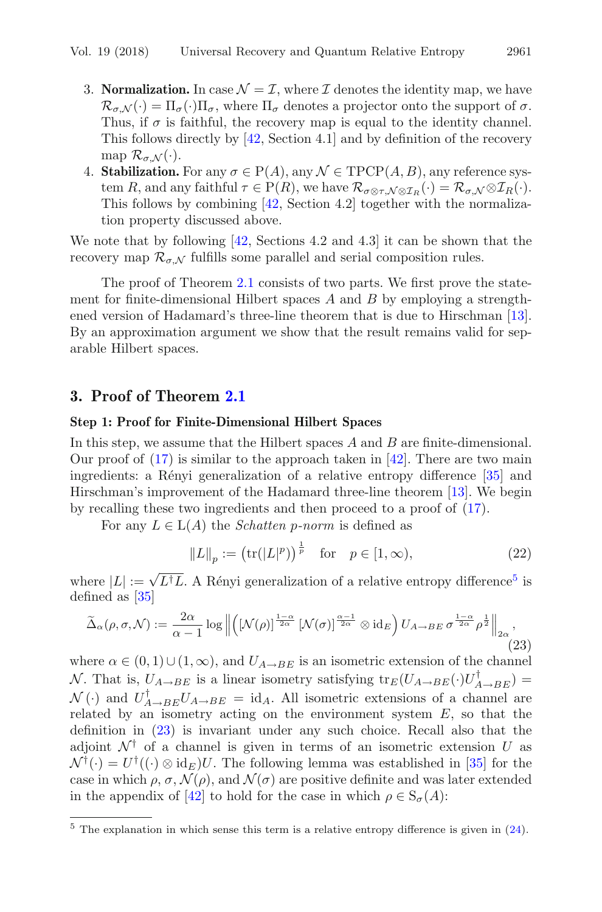3. **Normalization.** In case $\mathcal{N} = \mathcal{I}$, where $\mathcal{I}$ denotes the identity map, we have $\mathcal{R}_{\sigma,\mathcal{N}}(\cdot) = \Pi_\sigma(\cdot)\Pi_\sigma$, where $\Pi_\sigma$ denotes a projector onto the support of $\sigma$. Thus, if $\sigma$ is faithful, the recovery map is equal to the identity channel. This follows directly by [42, Section 4.1] and by definition of the recovery map $\mathcal{R}_{\sigma,\mathcal{N}}(\cdot)$.
4. **Stabilization.** For any $\sigma \in \mathrm{P}(A)$, any $\mathcal{N} \in \mathrm{TPCP}(A, B)$, any reference system $R$, and any faithful $\tau \in \mathrm{P}(R)$, we have $\mathcal{R}_{\sigma\otimes\tau,\mathcal{N}\otimes\mathcal{I}_R}(\cdot) = \mathcal{R}_{\sigma,\mathcal{N}}\otimes\mathcal{I}_R(\cdot)$. This follows by combining [42, Section 4.2] together with the normalization property discussed above.

We note that by following [42, Sections 4.2 and 4.3] it can be shown that the recovery map $\mathcal{R}_{\sigma,\mathcal{N}}$ fulfills some parallel and serial composition rules.

The proof of Theorem 2.1 consists of two parts. We first prove the statement for finite-dimensional Hilbert spaces $A$ and $B$ by employing a strengthened version of Hadamard's three-line theorem that is due to Hirschman [13]. By an approximation argument we show that the result remains valid for separable Hilbert spaces.

## 3. Proof of Theorem 2.1

### Step 1: Proof for Finite-Dimensional Hilbert Spaces

In this step, we assume that the Hilbert spaces $A$ and $B$ are finite-dimensional. Our proof of (17) is similar to the approach taken in [42]. There are two main ingredients: a Rényi generalization of a relative entropy difference [35] and Hirschman's improvement of the Hadamard three-line theorem [13]. We begin by recalling these two ingredients and then proceed to a proof of (17).

For any $L \in \mathrm{L}(A)$ the *Schatten p-norm* is defined as

$$\|L\|_p := \left(\mathrm{tr}(|L|^p)\right)^{\frac{1}{p}} \quad \text{for} \quad p \in [1, \infty), \tag{22}$$

where $|L| := \sqrt{L^\dagger L}$. A Rényi generalization of a relative entropy difference[5] is defined as [35]

$$\widetilde{\Delta}_\alpha(\rho, \sigma, \mathcal{N}) := \frac{2\alpha}{\alpha - 1} \log \left\| \left( [\mathcal{N}(\rho)]^{\frac{1-\alpha}{2\alpha}} \, [\mathcal{N}(\sigma)]^{\frac{\alpha-1}{2\alpha}} \otimes \mathrm{id}_E \right) U_{A\to BE} \, \sigma^{\frac{1-\alpha}{2\alpha}} \rho^{\frac{1}{2}} \right\|_{2\alpha}, \tag{23}$$

where $\alpha \in (0, 1) \cup (1, \infty)$, and $U_{A\to BE}$ is an isometric extension of the channel $\mathcal{N}$. That is, $U_{A\to BE}$ is a linear isometry satisfying $\mathrm{tr}_E(U_{A\to BE}(\cdot)U^\dagger_{A\to BE}) = \mathcal{N}(\cdot)$ and $U^\dagger_{A\to BE} U_{A\to BE} = \mathrm{id}_A$. All isometric extensions of a channel are related by an isometry acting on the environment system $E$, so that the definition in (23) is invariant under any such choice. Recall also that the adjoint $\mathcal{N}^\dagger$ of a channel is given in terms of an isometric extension $U$ as $\mathcal{N}^\dagger(\cdot) = U^\dagger((\cdot) \otimes \mathrm{id}_E)U$. The following lemma was established in [35] for the case in which $\rho$, $\sigma$, $\mathcal{N}(\rho)$, and $\mathcal{N}(\sigma)$ are positive definite and was later extended in the appendix of [42] to hold for the case in which $\rho \in \mathrm{S}_\sigma(A)$:

[5] The explanation in which sense this term is a relative entropy difference is given in (24).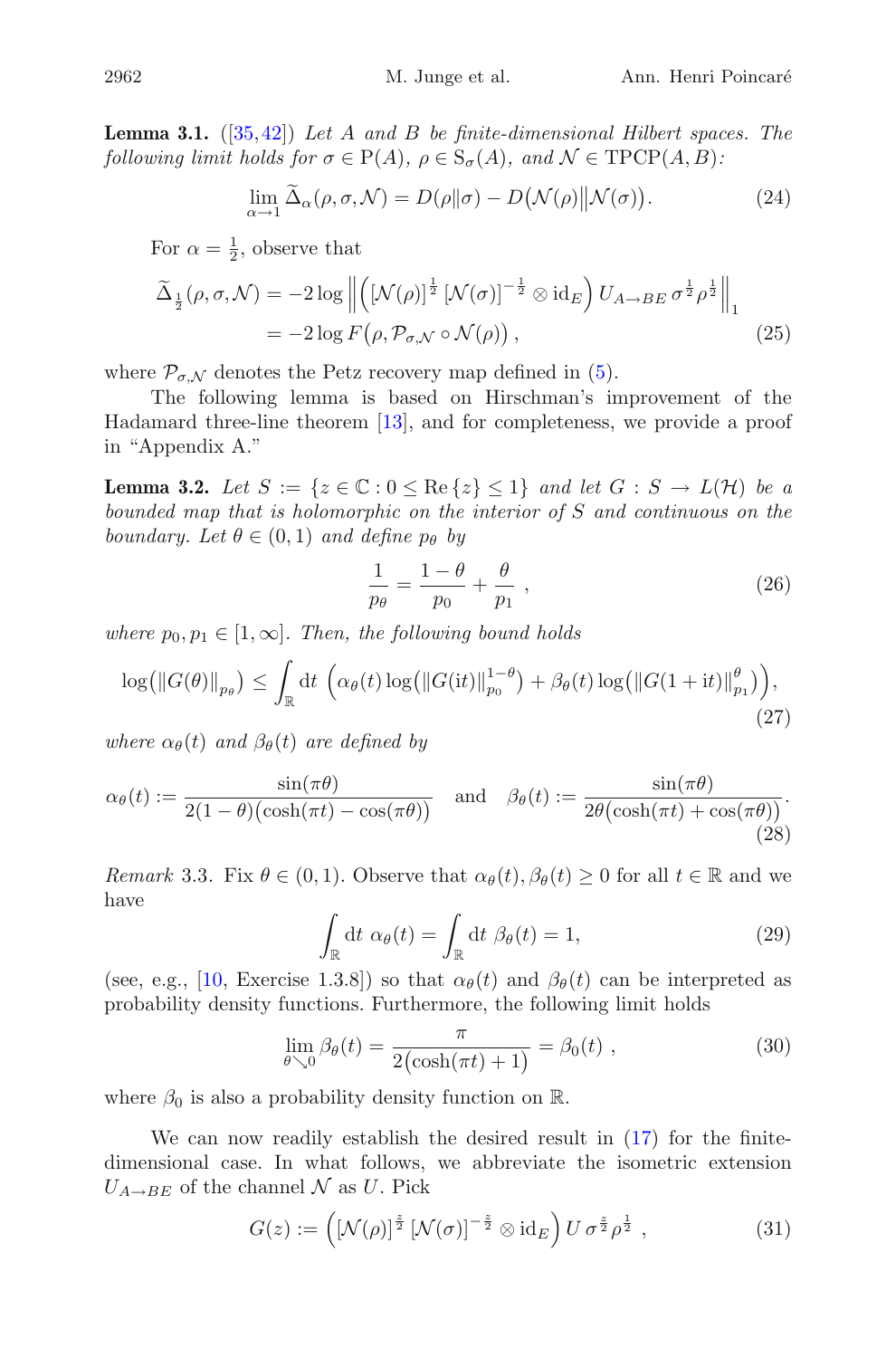**Lemma 3.1.** ([35,42]) *Let $A$ and $B$ be finite-dimensional Hilbert spaces. The following limit holds for $\sigma \in \mathrm{P}(A)$, $\rho \in \mathrm{S}_\sigma(A)$, and $\mathcal{N} \in \mathrm{TPCP}(A,B)$:*

$$\lim_{\alpha \to 1} \widetilde{\Delta}_\alpha(\rho, \sigma, \mathcal{N}) = D(\rho \| \sigma) - D\big(\mathcal{N}(\rho) \big\| \mathcal{N}(\sigma)\big). \tag{24}$$

For $\alpha = \frac{1}{2}$, observe that

$$\begin{aligned}
\widetilde{\Delta}_{\frac{1}{2}}(\rho, \sigma, \mathcal{N}) &= -2 \log \left\| \left( [\mathcal{N}(\rho)]^{\frac{1}{2}} [\mathcal{N}(\sigma)]^{-\frac{1}{2}} \otimes \mathrm{id}_E \right) U_{A \to BE}\, \sigma^{\frac{1}{2}} \rho^{\frac{1}{2}} \right\|_1 \\
&= -2 \log F\big(\rho, \mathcal{P}_{\sigma, \mathcal{N}} \circ \mathcal{N}(\rho)\big) ,
\end{aligned} \tag{25}$$

where $\mathcal{P}_{\sigma,\mathcal{N}}$ denotes the Petz recovery map defined in (5).

The following lemma is based on Hirschman's improvement of the Hadamard three-line theorem [13], and for completeness, we provide a proof in "Appendix A."

**Lemma 3.2.** *Let $S := \{z \in \mathbb{C} : 0 \le \mathrm{Re}\{z\} \le 1\}$ and let $G : S \to L(\mathcal{H})$ be a bounded map that is holomorphic on the interior of $S$ and continuous on the boundary. Let $\theta \in (0,1)$ and define $p_\theta$ by*

$$\frac{1}{p_\theta} = \frac{1-\theta}{p_0} + \frac{\theta}{p_1} \ , \tag{26}$$

*where $p_0, p_1 \in [1, \infty]$. Then, the following bound holds*

$$\log\big(\|G(\theta)\|_{p_\theta}\big) \le \int_{\mathbb{R}} \mathrm{d}t \ \Big( \alpha_\theta(t) \log\big(\|G(\mathrm{i}t)\|_{p_0}^{1-\theta}\big) + \beta_\theta(t) \log\big(\|G(1+\mathrm{i}t)\|_{p_1}^{\theta}\big) \Big), \tag{27}$$

*where $\alpha_\theta(t)$ and $\beta_\theta(t)$ are defined by*

$$\alpha_\theta(t) := \frac{\sin(\pi\theta)}{2(1-\theta)\big(\cosh(\pi t) - \cos(\pi\theta)\big)} \quad \text{and} \quad \beta_\theta(t) := \frac{\sin(\pi\theta)}{2\theta\big(\cosh(\pi t) + \cos(\pi\theta)\big)}. \tag{28}$$

*Remark* 3.3. Fix $\theta \in (0,1)$. Observe that $\alpha_\theta(t), \beta_\theta(t) \ge 0$ for all $t \in \mathbb{R}$ and we have

$$\int_{\mathbb{R}} \mathrm{d}t \ \alpha_\theta(t) = \int_{\mathbb{R}} \mathrm{d}t \ \beta_\theta(t) = 1, \tag{29}$$

(see, e.g., [10, Exercise 1.3.8]) so that $\alpha_\theta(t)$ and $\beta_\theta(t)$ can be interpreted as probability density functions. Furthermore, the following limit holds

$$\lim_{\theta \searrow 0} \beta_\theta(t) = \frac{\pi}{2\big(\cosh(\pi t) + 1\big)} = \beta_0(t) \ , \tag{30}$$

where $\beta_0$ is also a probability density function on $\mathbb{R}$.

We can now readily establish the desired result in (17) for the finite-dimensional case. In what follows, we abbreviate the isometric extension $U_{A \to BE}$ of the channel $\mathcal{N}$ as $U$. Pick

$$G(z) := \Big( [\mathcal{N}(\rho)]^{\frac{z}{2}} [\mathcal{N}(\sigma)]^{-\frac{z}{2}} \otimes \mathrm{id}_E \Big)\, U\, \sigma^{\frac{z}{2}} \rho^{\frac{1}{2}} \ , \tag{31}$$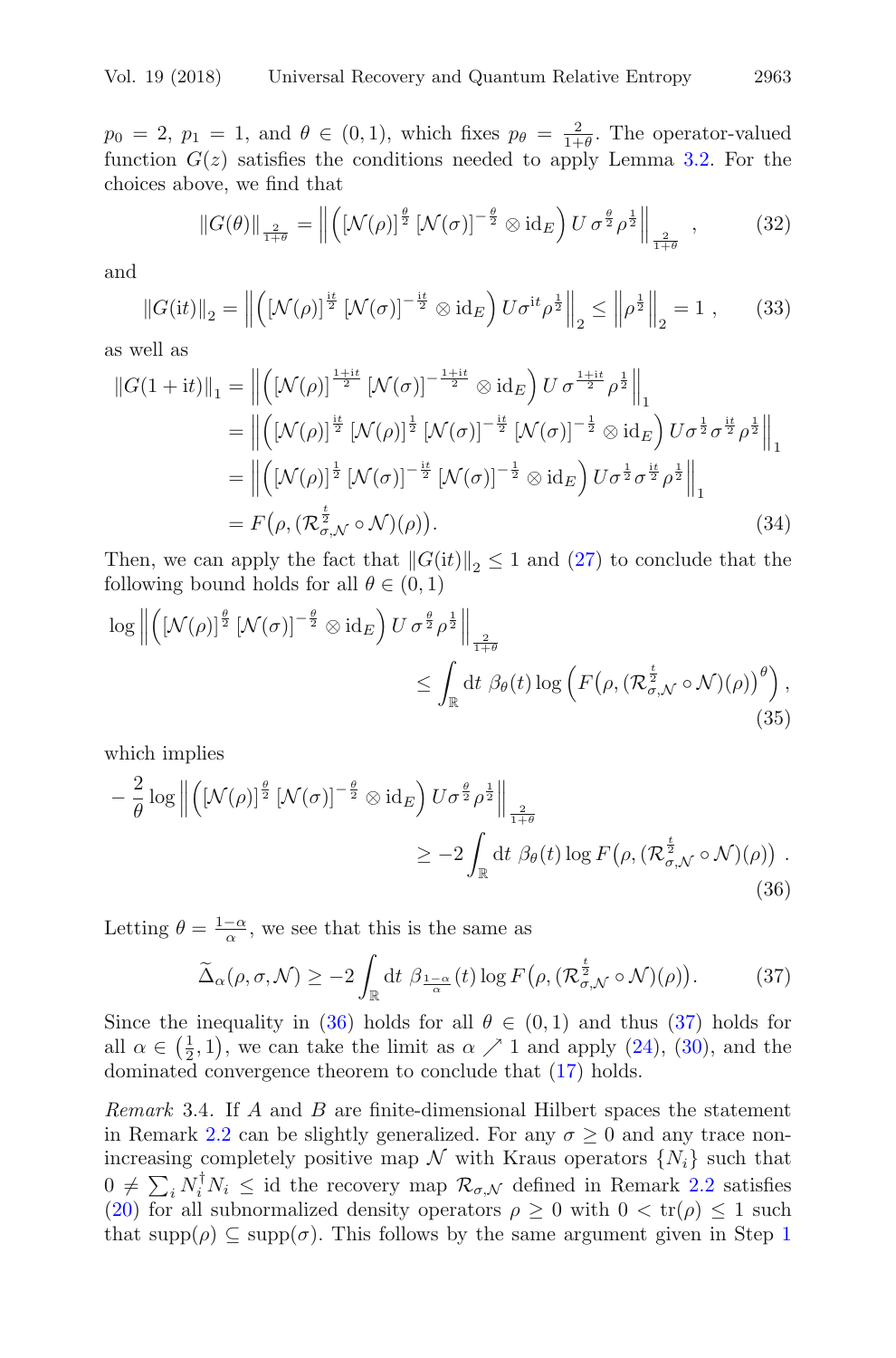$p_0 = 2$, $p_1 = 1$, and $\theta \in (0,1)$, which fixes $p_\theta = \frac{2}{1+\theta}$. The operator-valued function $G(z)$ satisfies the conditions needed to apply Lemma 3.2. For the choices above, we find that

$$\|G(\theta)\|_{\frac{2}{1+\theta}} = \left\| \left( [\mathcal{N}(\rho)]^{\frac{\theta}{2}} [\mathcal{N}(\sigma)]^{-\frac{\theta}{2}} \otimes \mathrm{id}_E \right) U \, \sigma^{\frac{\theta}{2}} \rho^{\frac{1}{2}} \right\|_{\frac{2}{1+\theta}} , \tag{32}$$

and

$$\|G(\mathrm{i}t)\|_2 = \left\| \left( [\mathcal{N}(\rho)]^{\frac{\mathrm{i}t}{2}} [\mathcal{N}(\sigma)]^{-\frac{\mathrm{i}t}{2}} \otimes \mathrm{id}_E \right) U \sigma^{\mathrm{i}t} \rho^{\frac{1}{2}} \right\|_2 \leq \left\| \rho^{\frac{1}{2}} \right\|_2 = 1 , \tag{33}$$

as well as

$$\begin{aligned}
\|G(1+\mathrm{i}t)\|_1 &= \left\| \left( [\mathcal{N}(\rho)]^{\frac{1+\mathrm{i}t}{2}} [\mathcal{N}(\sigma)]^{-\frac{1+\mathrm{i}t}{2}} \otimes \mathrm{id}_E \right) U \, \sigma^{\frac{1+\mathrm{i}t}{2}} \rho^{\frac{1}{2}} \right\|_1 \\
&= \left\| \left( [\mathcal{N}(\rho)]^{\frac{\mathrm{i}t}{2}} [\mathcal{N}(\rho)]^{\frac{1}{2}} [\mathcal{N}(\sigma)]^{-\frac{\mathrm{i}t}{2}} [\mathcal{N}(\sigma)]^{-\frac{1}{2}} \otimes \mathrm{id}_E \right) U \sigma^{\frac{1}{2}} \sigma^{\frac{\mathrm{i}t}{2}} \rho^{\frac{1}{2}} \right\|_1 \\
&= \left\| \left( [\mathcal{N}(\rho)]^{\frac{1}{2}} [\mathcal{N}(\sigma)]^{-\frac{\mathrm{i}t}{2}} [\mathcal{N}(\sigma)]^{-\frac{1}{2}} \otimes \mathrm{id}_E \right) U \sigma^{\frac{1}{2}} \sigma^{\frac{\mathrm{i}t}{2}} \rho^{\frac{1}{2}} \right\|_1 \\
&= F\big(\rho, (\mathcal{R}^{\frac{t}{2}}_{\sigma,\mathcal{N}} \circ \mathcal{N})(\rho)\big).
\end{aligned} \tag{34}$$

Then, we can apply the fact that $\|G(\mathrm{i}t)\|_2 \leq 1$ and (27) to conclude that the following bound holds for all $\theta \in (0,1)$

$$\log \left\| \left( [\mathcal{N}(\rho)]^{\frac{\theta}{2}} [\mathcal{N}(\sigma)]^{-\frac{\theta}{2}} \otimes \mathrm{id}_E \right) U \, \sigma^{\frac{\theta}{2}} \rho^{\frac{1}{2}} \right\|_{\frac{2}{1+\theta}} \leq \int_{\mathbb{R}} \mathrm{d}t \; \beta_\theta(t) \log \left( F\big(\rho, (\mathcal{R}^{\frac{t}{2}}_{\sigma,\mathcal{N}} \circ \mathcal{N})(\rho)\big)^\theta \right), \tag{35}$$

which implies

$$-\frac{2}{\theta} \log \left\| \left( [\mathcal{N}(\rho)]^{\frac{\theta}{2}} [\mathcal{N}(\sigma)]^{-\frac{\theta}{2}} \otimes \mathrm{id}_E \right) U \sigma^{\frac{\theta}{2}} \rho^{\frac{1}{2}} \right\|_{\frac{2}{1+\theta}} \geq -2 \int_{\mathbb{R}} \mathrm{d}t \; \beta_\theta(t) \log F\big(\rho, (\mathcal{R}^{\frac{t}{2}}_{\sigma,\mathcal{N}} \circ \mathcal{N})(\rho)\big) . \tag{36}$$

Letting $\theta = \frac{1-\alpha}{\alpha}$, we see that this is the same as

$$\widetilde{\Delta}_\alpha(\rho,\sigma,\mathcal{N}) \geq -2 \int_{\mathbb{R}} \mathrm{d}t \; \beta_{\frac{1-\alpha}{\alpha}}(t) \log F\big(\rho, (\mathcal{R}^{\frac{t}{2}}_{\sigma,\mathcal{N}} \circ \mathcal{N})(\rho)\big). \tag{37}$$

Since the inequality in (36) holds for all $\theta \in (0,1)$ and thus (37) holds for all $\alpha \in \left(\frac{1}{2}, 1\right)$, we can take the limit as $\alpha \nearrow 1$ and apply (24), (30), and the dominated convergence theorem to conclude that (17) holds.

*Remark* 3.4. If $A$ and $B$ are finite-dimensional Hilbert spaces the statement in Remark 2.2 can be slightly generalized. For any $\sigma \geq 0$ and any trace non-increasing completely positive map $\mathcal{N}$ with Kraus operators $\{N_i\}$ such that $0 \neq \sum_i N_i^\dagger N_i \leq \mathrm{id}$ the recovery map $\mathcal{R}_{\sigma,\mathcal{N}}$ defined in Remark 2.2 satisfies (20) for all subnormalized density operators $\rho \geq 0$ with $0 < \mathrm{tr}(\rho) \leq 1$ such that $\mathrm{supp}(\rho) \subseteq \mathrm{supp}(\sigma)$. This follows by the same argument given in Step 1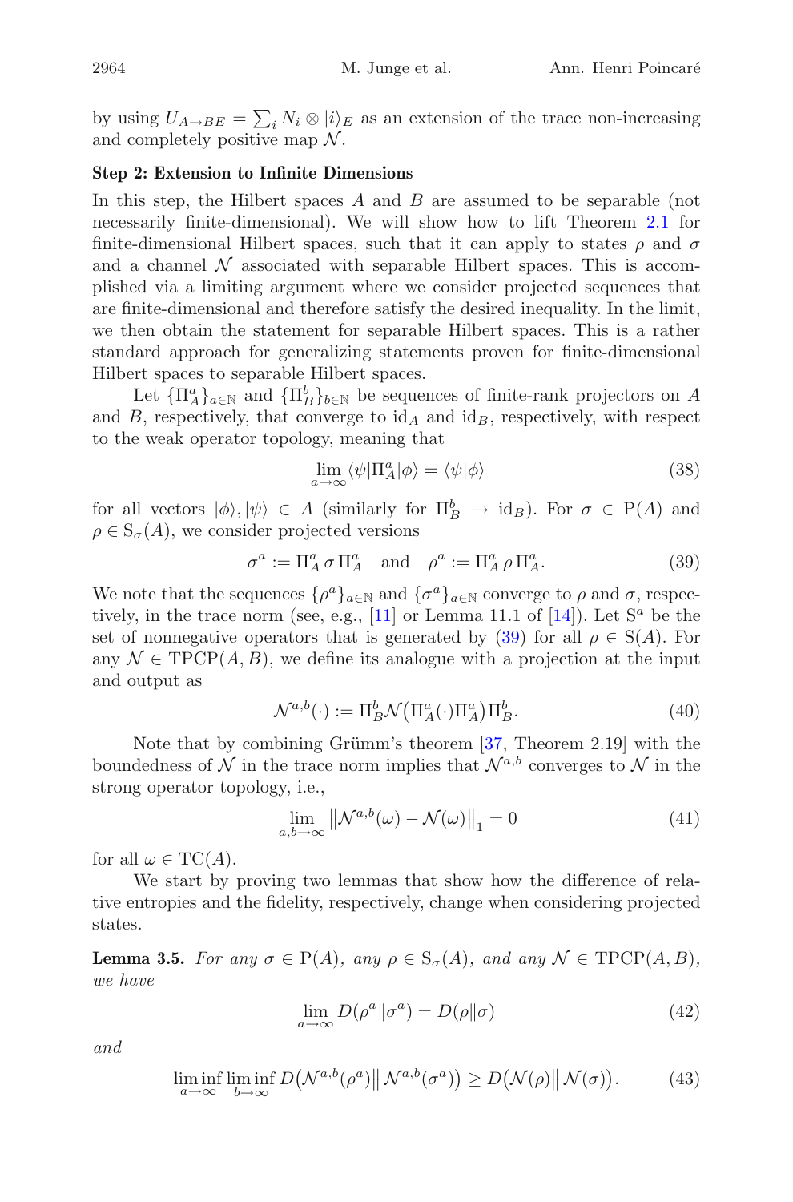by using $U_{A\to BE} = \sum_i N_i \otimes |i\rangle_E$ as an extension of the trace non-increasing and completely positive map $\mathcal{N}$.

**Step 2: Extension to Infinite Dimensions**

In this step, the Hilbert spaces $A$ and $B$ are assumed to be separable (not necessarily finite-dimensional). We will show how to lift Theorem 2.1 for finite-dimensional Hilbert spaces, such that it can apply to states $\rho$ and $\sigma$ and a channel $\mathcal{N}$ associated with separable Hilbert spaces. This is accomplished via a limiting argument where we consider projected sequences that are finite-dimensional and therefore satisfy the desired inequality. In the limit, we then obtain the statement for separable Hilbert spaces. This is a rather standard approach for generalizing statements proven for finite-dimensional Hilbert spaces to separable Hilbert spaces.

Let $\{\Pi_A^a\}_{a\in\mathbb{N}}$ and $\{\Pi_B^b\}_{b\in\mathbb{N}}$ be sequences of finite-rank projectors on $A$ and $B$, respectively, that converge to $\mathrm{id}_A$ and $\mathrm{id}_B$, respectively, with respect to the weak operator topology, meaning that

$$\lim_{a\to\infty} \langle\psi|\Pi_A^a|\phi\rangle = \langle\psi|\phi\rangle \tag{38}$$

for all vectors $|\phi\rangle, |\psi\rangle \in A$ (similarly for $\Pi_B^b \to \mathrm{id}_B$). For $\sigma \in \mathrm{P}(A)$ and $\rho \in \mathrm{S}_\sigma(A)$, we consider projected versions

$$\sigma^a := \Pi_A^a\, \sigma\, \Pi_A^a \quad \text{and} \quad \rho^a := \Pi_A^a\, \rho\, \Pi_A^a. \tag{39}$$

We note that the sequences $\{\rho^a\}_{a\in\mathbb{N}}$ and $\{\sigma^a\}_{a\in\mathbb{N}}$ converge to $\rho$ and $\sigma$, respectively, in the trace norm (see, e.g., [11] or Lemma 11.1 of [14]). Let $\mathrm{S}^a$ be the set of nonnegative operators that is generated by (39) for all $\rho \in \mathrm{S}(A)$. For any $\mathcal{N} \in \mathrm{TPCP}(A, B)$, we define its analogue with a projection at the input and output as

$$\mathcal{N}^{a,b}(\cdot) := \Pi_B^b \mathcal{N}\big(\Pi_A^a(\cdot)\Pi_A^a\big)\Pi_B^b. \tag{40}$$

Note that by combining Grümm's theorem [37, Theorem 2.19] with the boundedness of $\mathcal{N}$ in the trace norm implies that $\mathcal{N}^{a,b}$ converges to $\mathcal{N}$ in the strong operator topology, i.e.,

$$\lim_{a,b\to\infty} \left\|\mathcal{N}^{a,b}(\omega) - \mathcal{N}(\omega)\right\|_1 = 0 \tag{41}$$

for all $\omega \in \mathrm{TC}(A)$.

We start by proving two lemmas that show how the difference of relative entropies and the fidelity, respectively, change when considering projected states.

**Lemma 3.5.** *For any $\sigma \in \mathrm{P}(A)$, any $\rho \in \mathrm{S}_\sigma(A)$, and any $\mathcal{N} \in \mathrm{TPCP}(A, B)$, we have*

$$\lim_{a\to\infty} D(\rho^a\|\sigma^a) = D(\rho\|\sigma) \tag{42}$$

*and*

$$\liminf_{a\to\infty} \liminf_{b\to\infty} D\big(\mathcal{N}^{a,b}(\rho^a)\big\|\, \mathcal{N}^{a,b}(\sigma^a)\big) \geq D\big(\mathcal{N}(\rho)\big\|\, \mathcal{N}(\sigma)\big). \tag{43}$$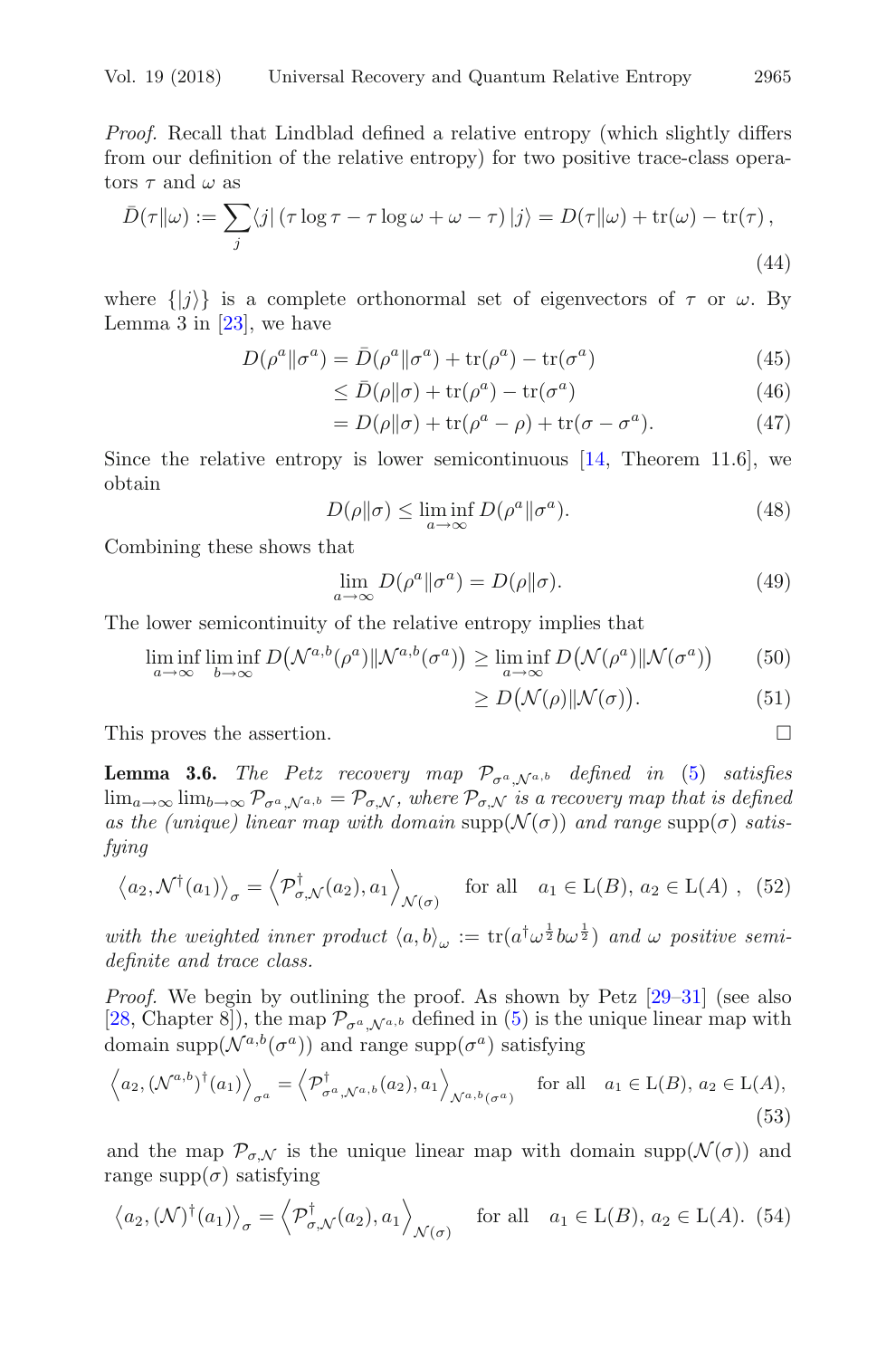*Proof.* Recall that Lindblad defined a relative entropy (which slightly differs from our definition of the relative entropy) for two positive trace-class operators $\tau$ and $\omega$ as

$$\bar{D}(\tau\|\omega) := \sum_j \langle j| \left(\tau \log \tau - \tau \log \omega + \omega - \tau\right) |j\rangle = D(\tau\|\omega) + \mathrm{tr}(\omega) - \mathrm{tr}(\tau)\,, \tag{44}$$

where $\{|j\rangle\}$ is a complete orthonormal set of eigenvectors of $\tau$ or $\omega$. By Lemma 3 in [23], we have

$$D(\rho^a\|\sigma^a) = \bar{D}(\rho^a\|\sigma^a) + \mathrm{tr}(\rho^a) - \mathrm{tr}(\sigma^a) \tag{45}$$

$$\leq \bar{D}(\rho\|\sigma) + \mathrm{tr}(\rho^a) - \mathrm{tr}(\sigma^a) \tag{46}$$

$$= D(\rho\|\sigma) + \mathrm{tr}(\rho^a - \rho) + \mathrm{tr}(\sigma - \sigma^a). \tag{47}$$

Since the relative entropy is lower semicontinuous [14, Theorem 11.6], we obtain

$$D(\rho\|\sigma) \leq \liminf_{a\to\infty} D(\rho^a\|\sigma^a). \tag{48}$$

Combining these shows that

$$\lim_{a\to\infty} D(\rho^a\|\sigma^a) = D(\rho\|\sigma). \tag{49}$$

The lower semicontinuity of the relative entropy implies that

$$\liminf_{a\to\infty} \liminf_{b\to\infty} D\big(\mathcal{N}^{a,b}(\rho^a)\|\mathcal{N}^{a,b}(\sigma^a)\big) \geq \liminf_{a\to\infty} D\big(\mathcal{N}(\rho^a)\|\mathcal{N}(\sigma^a)\big) \tag{50}$$

$$\geq D\big(\mathcal{N}(\rho)\|\mathcal{N}(\sigma)\big). \tag{51}$$

This proves the assertion. □

**Lemma 3.6.** *The Petz recovery map $\mathcal{P}_{\sigma^a,\mathcal{N}^{a,b}}$ defined in (5) satisfies $\lim_{a\to\infty}\lim_{b\to\infty}\mathcal{P}_{\sigma^a,\mathcal{N}^{a,b}} = \mathcal{P}_{\sigma,\mathcal{N}}$, where $\mathcal{P}_{\sigma,\mathcal{N}}$ is a recovery map that is defined as the (unique) linear map with domain $\mathrm{supp}(\mathcal{N}(\sigma))$ and range $\mathrm{supp}(\sigma)$ satisfying*

$$\left\langle a_2, \mathcal{N}^\dagger(a_1)\right\rangle_\sigma = \left\langle \mathcal{P}^\dagger_{\sigma,\mathcal{N}}(a_2), a_1\right\rangle_{\mathcal{N}(\sigma)} \quad \text{for all} \quad a_1 \in \mathrm{L}(B),\, a_2 \in \mathrm{L}(A)\ , \tag{52}$$

*with the weighted inner product $\langle a, b\rangle_\omega := \mathrm{tr}(a^\dagger \omega^{\frac{1}{2}} b \omega^{\frac{1}{2}})$ and $\omega$ positive semi-definite and trace class.*

*Proof.* We begin by outlining the proof. As shown by Petz [29–31] (see also [28, Chapter 8]), the map $\mathcal{P}_{\sigma^a,\mathcal{N}^{a,b}}$ defined in (5) is the unique linear map with domain $\mathrm{supp}(\mathcal{N}^{a,b}(\sigma^a))$ and range $\mathrm{supp}(\sigma^a)$ satisfying

$$\left\langle a_2, (\mathcal{N}^{a,b})^\dagger(a_1)\right\rangle_{\sigma^a} = \left\langle \mathcal{P}^\dagger_{\sigma^a,\mathcal{N}^{a,b}}(a_2), a_1\right\rangle_{\mathcal{N}^{a,b}(\sigma^a)} \quad \text{for all} \quad a_1 \in \mathrm{L}(B),\, a_2 \in \mathrm{L}(A), \tag{53}$$

and the map $\mathcal{P}_{\sigma,\mathcal{N}}$ is the unique linear map with domain $\mathrm{supp}(\mathcal{N}(\sigma))$ and range $\mathrm{supp}(\sigma)$ satisfying

$$\left\langle a_2, (\mathcal{N})^\dagger(a_1)\right\rangle_\sigma = \left\langle \mathcal{P}^\dagger_{\sigma,\mathcal{N}}(a_2), a_1\right\rangle_{\mathcal{N}(\sigma)} \quad \text{for all} \quad a_1 \in \mathrm{L}(B),\, a_2 \in \mathrm{L}(A). \tag{54}$$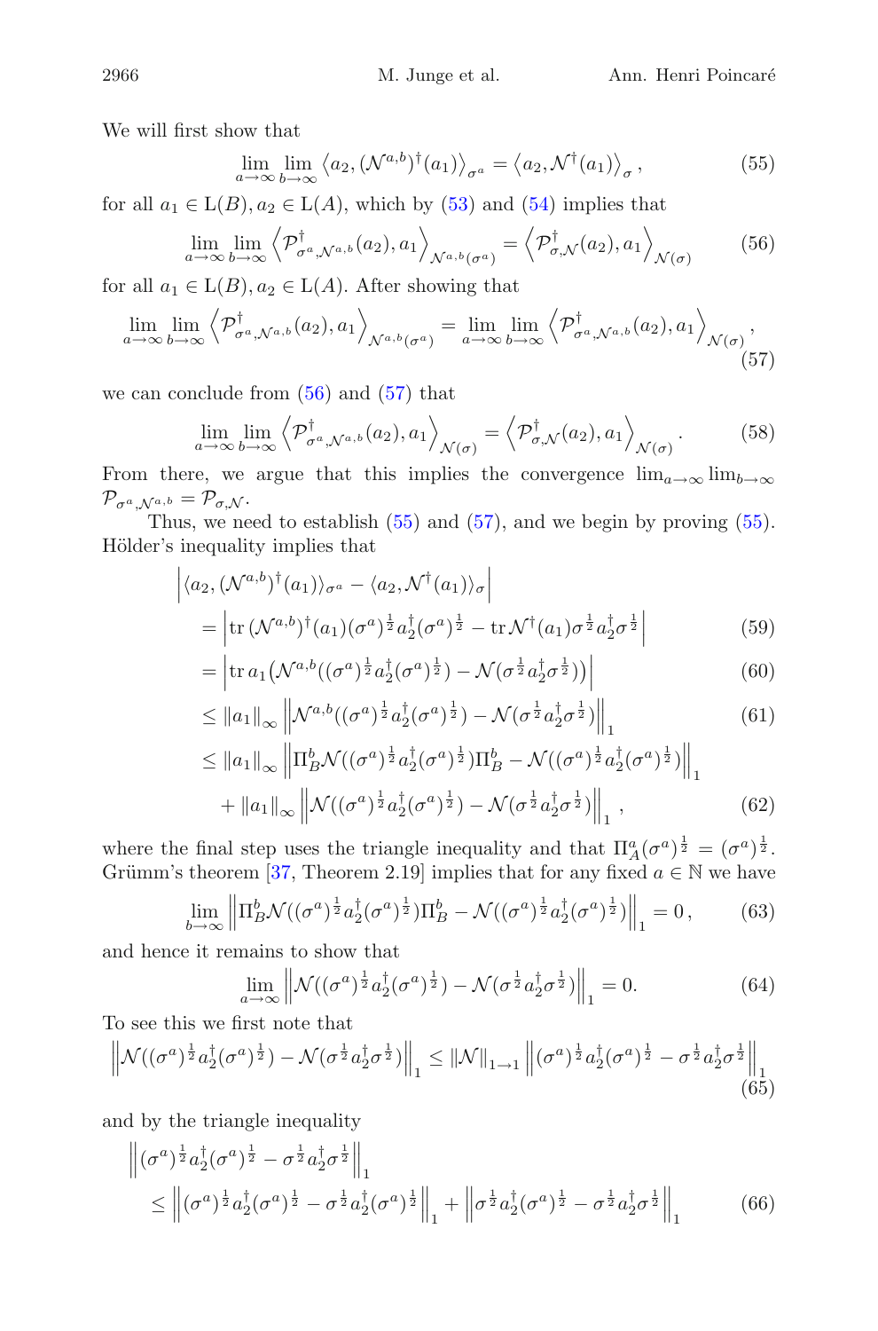We will first show that

$$\lim_{a\to\infty}\lim_{b\to\infty}\left\langle a_2, (\mathcal{N}^{a,b})^\dagger(a_1)\right\rangle_{\sigma^a} = \left\langle a_2, \mathcal{N}^\dagger(a_1)\right\rangle_\sigma, \tag{55}$$

for all $a_1 \in \mathrm{L}(B), a_2 \in \mathrm{L}(A)$, which by (53) and (54) implies that

$$\lim_{a\to\infty}\lim_{b\to\infty}\left\langle \mathcal{P}^\dagger_{\sigma^a,\mathcal{N}^{a,b}}(a_2), a_1\right\rangle_{\mathcal{N}^{a,b}(\sigma^a)} = \left\langle \mathcal{P}^\dagger_{\sigma,\mathcal{N}}(a_2), a_1\right\rangle_{\mathcal{N}(\sigma)} \tag{56}$$

for all $a_1 \in \mathrm{L}(B), a_2 \in \mathrm{L}(A)$. After showing that

$$\lim_{a\to\infty}\lim_{b\to\infty}\left\langle \mathcal{P}^\dagger_{\sigma^a,\mathcal{N}^{a,b}}(a_2), a_1\right\rangle_{\mathcal{N}^{a,b}(\sigma^a)} = \lim_{a\to\infty}\lim_{b\to\infty}\left\langle \mathcal{P}^\dagger_{\sigma^a,\mathcal{N}^{a,b}}(a_2), a_1\right\rangle_{\mathcal{N}(\sigma)}, \tag{57}$$

we can conclude from (56) and (57) that

$$\lim_{a\to\infty}\lim_{b\to\infty}\left\langle \mathcal{P}^\dagger_{\sigma^a,\mathcal{N}^{a,b}}(a_2), a_1\right\rangle_{\mathcal{N}(\sigma)} = \left\langle \mathcal{P}^\dagger_{\sigma,\mathcal{N}}(a_2), a_1\right\rangle_{\mathcal{N}(\sigma)}. \tag{58}$$

From there, we argue that this implies the convergence $\lim_{a\to\infty}\lim_{b\to\infty} \mathcal{P}_{\sigma^a,\mathcal{N}^{a,b}} = \mathcal{P}_{\sigma,\mathcal{N}}$.

Thus, we need to establish (55) and (57), and we begin by proving (55). Hölder's inequality implies that

$$\begin{aligned}
&\left|\langle a_2, (\mathcal{N}^{a,b})^\dagger(a_1)\rangle_{\sigma^a} - \langle a_2, \mathcal{N}^\dagger(a_1)\rangle_\sigma\right| \\
&\quad= \left|\operatorname{tr}(\mathcal{N}^{a,b})^\dagger(a_1)(\sigma^a)^{\frac12}a_2^\dagger(\sigma^a)^{\frac12} - \operatorname{tr}\mathcal{N}^\dagger(a_1)\sigma^{\frac12}a_2^\dagger\sigma^{\frac12}\right| &(59)\\
&\quad= \left|\operatorname{tr} a_1\big(\mathcal{N}^{a,b}((\sigma^a)^{\frac12}a_2^\dagger(\sigma^a)^{\frac12}) - \mathcal{N}(\sigma^{\frac12}a_2^\dagger\sigma^{\frac12})\big)\right| &(60)\\
&\quad\le \|a_1\|_\infty \left\|\mathcal{N}^{a,b}((\sigma^a)^{\frac12}a_2^\dagger(\sigma^a)^{\frac12}) - \mathcal{N}(\sigma^{\frac12}a_2^\dagger\sigma^{\frac12})\right\|_1 &(61)\\
&\quad\le \|a_1\|_\infty \left\|\Pi_B^b\mathcal{N}((\sigma^a)^{\frac12}a_2^\dagger(\sigma^a)^{\frac12})\Pi_B^b - \mathcal{N}((\sigma^a)^{\frac12}a_2^\dagger(\sigma^a)^{\frac12})\right\|_1 \\
&\qquad+ \|a_1\|_\infty \left\|\mathcal{N}((\sigma^a)^{\frac12}a_2^\dagger(\sigma^a)^{\frac12}) - \mathcal{N}(\sigma^{\frac12}a_2^\dagger\sigma^{\frac12})\right\|_1, &(62)
\end{aligned}$$

where the final step uses the triangle inequality and that $\Pi_A^a(\sigma^a)^{\frac12} = (\sigma^a)^{\frac12}$. Grümm's theorem [37, Theorem 2.19] implies that for any fixed $a \in \mathbb{N}$ we have

$$\lim_{b\to\infty}\left\|\Pi_B^b\mathcal{N}((\sigma^a)^{\frac12}a_2^\dagger(\sigma^a)^{\frac12})\Pi_B^b - \mathcal{N}((\sigma^a)^{\frac12}a_2^\dagger(\sigma^a)^{\frac12})\right\|_1 = 0, \tag{63}$$

and hence it remains to show that

$$\lim_{a\to\infty}\left\|\mathcal{N}((\sigma^a)^{\frac12}a_2^\dagger(\sigma^a)^{\frac12}) - \mathcal{N}(\sigma^{\frac12}a_2^\dagger\sigma^{\frac12})\right\|_1 = 0. \tag{64}$$

To see this we first note that

$$\left\|\mathcal{N}((\sigma^a)^{\frac12}a_2^\dagger(\sigma^a)^{\frac12}) - \mathcal{N}(\sigma^{\frac12}a_2^\dagger\sigma^{\frac12})\right\|_1 \le \|\mathcal{N}\|_{1\to1}\left\|(\sigma^a)^{\frac12}a_2^\dagger(\sigma^a)^{\frac12} - \sigma^{\frac12}a_2^\dagger\sigma^{\frac12}\right\|_1 \tag{65}$$

and by the triangle inequality

$$\begin{aligned}
&\left\|(\sigma^a)^{\frac12}a_2^\dagger(\sigma^a)^{\frac12} - \sigma^{\frac12}a_2^\dagger\sigma^{\frac12}\right\|_1 \\
&\quad\le \left\|(\sigma^a)^{\frac12}a_2^\dagger(\sigma^a)^{\frac12} - \sigma^{\frac12}a_2^\dagger(\sigma^a)^{\frac12}\right\|_1 + \left\|\sigma^{\frac12}a_2^\dagger(\sigma^a)^{\frac12} - \sigma^{\frac12}a_2^\dagger\sigma^{\frac12}\right\|_1 \qquad (66)
\end{aligned}$$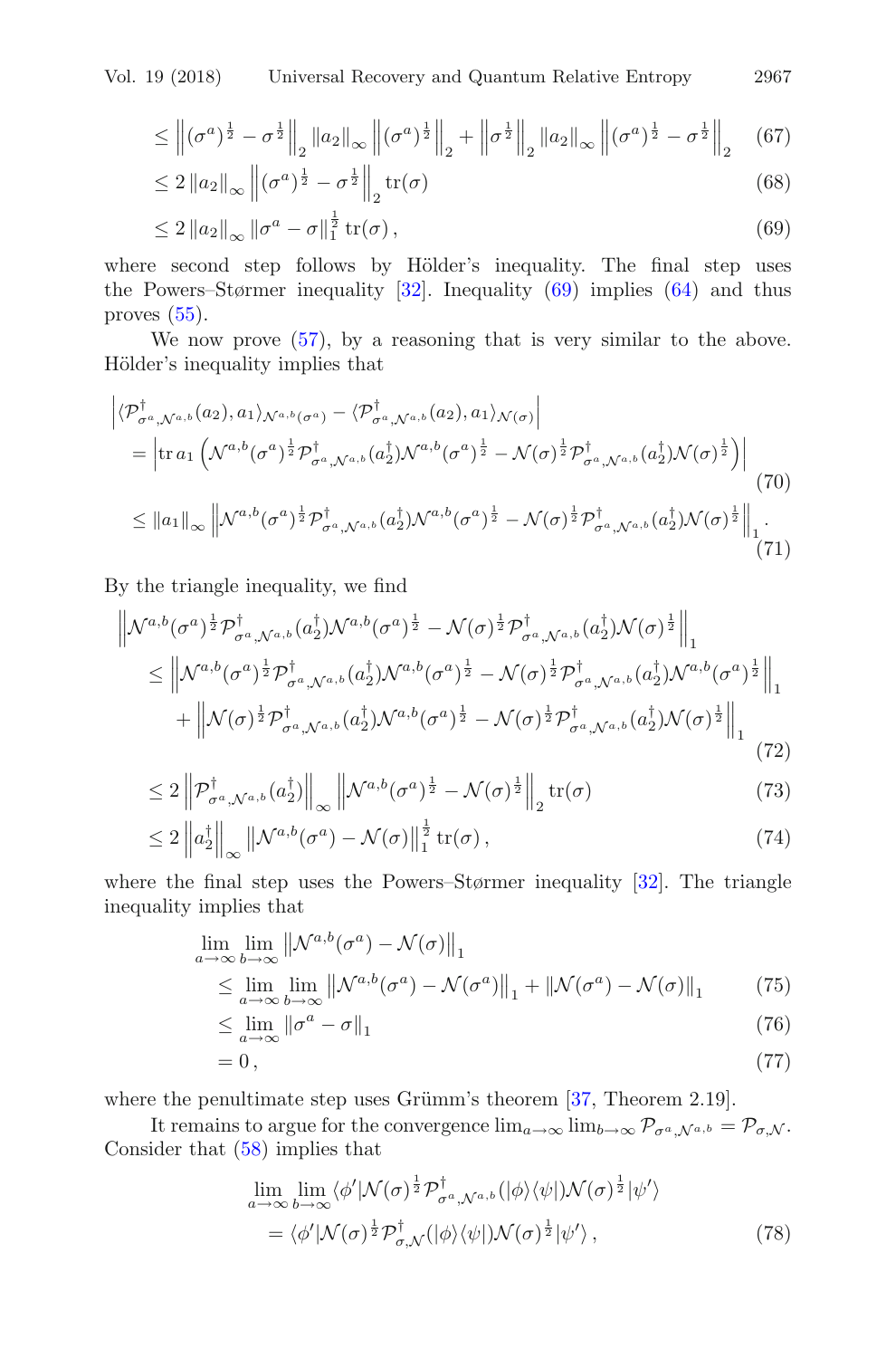$$\leq \left\|(\sigma^a)^{\frac{1}{2}} - \sigma^{\frac{1}{2}}\right\|_2 \|a_2\|_\infty \left\|(\sigma^a)^{\frac{1}{2}}\right\|_2 + \left\|\sigma^{\frac{1}{2}}\right\|_2 \|a_2\|_\infty \left\|(\sigma^a)^{\frac{1}{2}} - \sigma^{\frac{1}{2}}\right\|_2 \tag{67}$$

$$\leq 2\|a_2\|_\infty \left\|(\sigma^a)^{\frac{1}{2}} - \sigma^{\frac{1}{2}}\right\|_2 \operatorname{tr}(\sigma) \tag{68}$$

$$\leq 2\|a_2\|_\infty \|\sigma^a - \sigma\|_1^{\frac{1}{2}} \operatorname{tr}(\sigma), \tag{69}$$

where second step follows by Hölder's inequality. The final step uses the Powers–Størmer inequality [32]. Inequality (69) implies (64) and thus proves (55).

We now prove (57), by a reasoning that is very similar to the above. Hölder's inequality implies that

$$\left|\langle \mathcal{P}^\dagger_{\sigma^a,\mathcal{N}^{a,b}}(a_2), a_1\rangle_{\mathcal{N}^{a,b}(\sigma^a)} - \langle \mathcal{P}^\dagger_{\sigma^a,\mathcal{N}^{a,b}}(a_2), a_1\rangle_{\mathcal{N}(\sigma)}\right|$$

$$= \left|\operatorname{tr} a_1\left(\mathcal{N}^{a,b}(\sigma^a)^{\frac{1}{2}}\mathcal{P}^\dagger_{\sigma^a,\mathcal{N}^{a,b}}(a_2^\dagger)\mathcal{N}^{a,b}(\sigma^a)^{\frac{1}{2}} - \mathcal{N}(\sigma)^{\frac{1}{2}}\mathcal{P}^\dagger_{\sigma^a,\mathcal{N}^{a,b}}(a_2^\dagger)\mathcal{N}(\sigma)^{\frac{1}{2}}\right)\right| \tag{70}$$

$$\leq \|a_1\|_\infty \left\|\mathcal{N}^{a,b}(\sigma^a)^{\frac{1}{2}}\mathcal{P}^\dagger_{\sigma^a,\mathcal{N}^{a,b}}(a_2^\dagger)\mathcal{N}^{a,b}(\sigma^a)^{\frac{1}{2}} - \mathcal{N}(\sigma)^{\frac{1}{2}}\mathcal{P}^\dagger_{\sigma^a,\mathcal{N}^{a,b}}(a_2^\dagger)\mathcal{N}(\sigma)^{\frac{1}{2}}\right\|_1. \tag{71}$$

By the triangle inequality, we find

$$\left\|\mathcal{N}^{a,b}(\sigma^a)^{\frac{1}{2}}\mathcal{P}^\dagger_{\sigma^a,\mathcal{N}^{a,b}}(a_2^\dagger)\mathcal{N}^{a,b}(\sigma^a)^{\frac{1}{2}} - \mathcal{N}(\sigma)^{\frac{1}{2}}\mathcal{P}^\dagger_{\sigma^a,\mathcal{N}^{a,b}}(a_2^\dagger)\mathcal{N}(\sigma)^{\frac{1}{2}}\right\|_1$$

$$\leq \left\|\mathcal{N}^{a,b}(\sigma^a)^{\frac{1}{2}}\mathcal{P}^\dagger_{\sigma^a,\mathcal{N}^{a,b}}(a_2^\dagger)\mathcal{N}^{a,b}(\sigma^a)^{\frac{1}{2}} - \mathcal{N}(\sigma)^{\frac{1}{2}}\mathcal{P}^\dagger_{\sigma^a,\mathcal{N}^{a,b}}(a_2^\dagger)\mathcal{N}^{a,b}(\sigma^a)^{\frac{1}{2}}\right\|_1$$
$$+ \left\|\mathcal{N}(\sigma)^{\frac{1}{2}}\mathcal{P}^\dagger_{\sigma^a,\mathcal{N}^{a,b}}(a_2^\dagger)\mathcal{N}^{a,b}(\sigma^a)^{\frac{1}{2}} - \mathcal{N}(\sigma)^{\frac{1}{2}}\mathcal{P}^\dagger_{\sigma^a,\mathcal{N}^{a,b}}(a_2^\dagger)\mathcal{N}(\sigma)^{\frac{1}{2}}\right\|_1 \tag{72}$$

$$\leq 2\left\|\mathcal{P}^\dagger_{\sigma^a,\mathcal{N}^{a,b}}(a_2^\dagger)\right\|_\infty \left\|\mathcal{N}^{a,b}(\sigma^a)^{\frac{1}{2}} - \mathcal{N}(\sigma)^{\frac{1}{2}}\right\|_2 \operatorname{tr}(\sigma) \tag{73}$$

$$\leq 2\left\|a_2^\dagger\right\|_\infty \left\|\mathcal{N}^{a,b}(\sigma^a) - \mathcal{N}(\sigma)\right\|_1^{\frac{1}{2}} \operatorname{tr}(\sigma), \tag{74}$$

where the final step uses the Powers–Størmer inequality [32]. The triangle inequality implies that

$$\lim_{a\to\infty}\lim_{b\to\infty}\left\|\mathcal{N}^{a,b}(\sigma^a) - \mathcal{N}(\sigma)\right\|_1$$
$$\leq \lim_{a\to\infty}\lim_{b\to\infty}\left\|\mathcal{N}^{a,b}(\sigma^a) - \mathcal{N}(\sigma^a)\right\|_1 + \|\mathcal{N}(\sigma^a) - \mathcal{N}(\sigma)\|_1 \tag{75}$$

$$\leq \lim_{a\to\infty}\|\sigma^a - \sigma\|_1 \tag{76}$$

$$= 0, \tag{77}$$

where the penultimate step uses Grümm's theorem [37, Theorem 2.19].

It remains to argue for the convergence $\lim_{a\to\infty}\lim_{b\to\infty}\mathcal{P}_{\sigma^a,\mathcal{N}^{a,b}} = \mathcal{P}_{\sigma,\mathcal{N}}$. Consider that (58) implies that

$$\lim_{a\to\infty}\lim_{b\to\infty}\langle\phi'|\mathcal{N}(\sigma)^{\frac{1}{2}}\mathcal{P}^\dagger_{\sigma^a,\mathcal{N}^{a,b}}(|\phi\rangle\langle\psi|)\mathcal{N}(\sigma)^{\frac{1}{2}}|\psi'\rangle$$
$$= \langle\phi'|\mathcal{N}(\sigma)^{\frac{1}{2}}\mathcal{P}^\dagger_{\sigma,\mathcal{N}}(|\phi\rangle\langle\psi|)\mathcal{N}(\sigma)^{\frac{1}{2}}|\psi'\rangle, \tag{78}$$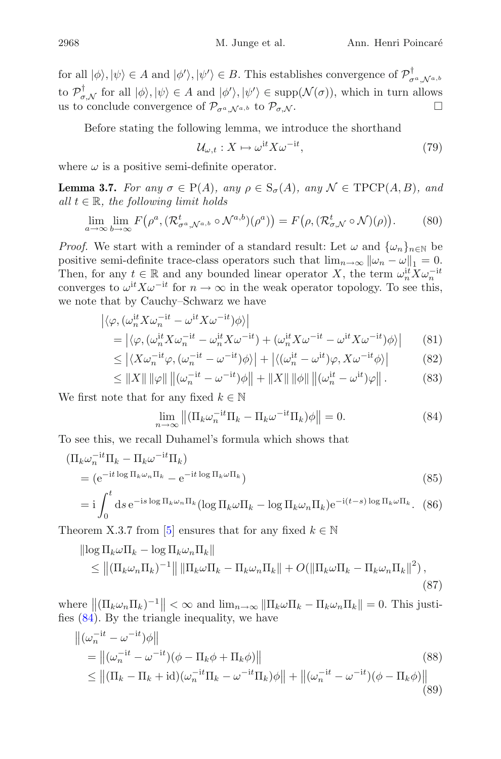for all $|\phi\rangle, |\psi\rangle \in A$ and $|\phi'\rangle, |\psi'\rangle \in B$. This establishes convergence of $\mathcal{P}^{\dagger}_{\sigma^a, \mathcal{N}^{a,b}}$ to $\mathcal{P}^{\dagger}_{\sigma, \mathcal{N}}$ for all $|\phi\rangle, |\psi\rangle \in A$ and $|\phi'\rangle, |\psi'\rangle \in \mathrm{supp}(\mathcal{N}(\sigma))$, which in turn allows us to conclude convergence of $\mathcal{P}_{\sigma^a, \mathcal{N}^{a,b}}$ to $\mathcal{P}_{\sigma, \mathcal{N}}$. $\square$

Before stating the following lemma, we introduce the shorthand

$$\mathcal{U}_{\omega,t} : X \mapsto \omega^{\mathrm{i}t} X \omega^{-\mathrm{i}t}, \tag{79}$$

where $\omega$ is a positive semi-definite operator.

**Lemma 3.7.** *For any $\sigma \in \mathrm{P}(A)$, any $\rho \in \mathrm{S}_{\sigma}(A)$, any $\mathcal{N} \in \mathrm{TPCP}(A, B)$, and all $t \in \mathbb{R}$, the following limit holds*

$$\lim_{a\to\infty} \lim_{b\to\infty} F\big(\rho^a, (\mathcal{R}^t_{\sigma^a, \mathcal{N}^{a,b}} \circ \mathcal{N}^{a,b})(\rho^a)\big) = F\big(\rho, (\mathcal{R}^t_{\sigma, \mathcal{N}} \circ \mathcal{N})(\rho)\big). \tag{80}$$

*Proof.* We start with a reminder of a standard result: Let $\omega$ and $\{\omega_n\}_{n\in\mathbb{N}}$ be positive semi-definite trace-class operators such that $\lim_{n\to\infty} \|\omega_n - \omega\|_1 = 0$. Then, for any $t \in \mathbb{R}$ and any bounded linear operator $X$, the term $\omega_n^{\mathrm{i}t} X \omega_n^{-\mathrm{i}t}$ converges to $\omega^{\mathrm{i}t} X \omega^{-\mathrm{i}t}$ for $n \to \infty$ in the weak operator topology. To see this, we note that by Cauchy–Schwarz we have

$$\begin{aligned}
&\left|\langle \varphi, (\omega_n^{\mathrm{i}t} X \omega_n^{-\mathrm{i}t} - \omega^{\mathrm{i}t} X \omega^{-\mathrm{i}t})\phi\rangle\right| \\
&= \left|\langle \varphi, (\omega_n^{\mathrm{i}t} X \omega_n^{-\mathrm{i}t} - \omega_n^{\mathrm{i}t} X \omega^{-\mathrm{i}t}) + (\omega_n^{\mathrm{i}t} X \omega^{-\mathrm{i}t} - \omega^{\mathrm{i}t} X \omega^{-\mathrm{i}t})\phi\rangle\right| &(81)\\
&\le \left|\langle X \omega_n^{-\mathrm{i}t}\varphi, (\omega_n^{-\mathrm{i}t} - \omega^{-\mathrm{i}t})\phi\rangle\right| + \left|\langle (\omega_n^{\mathrm{i}t} - \omega^{\mathrm{i}t})\varphi, X\omega^{-\mathrm{i}t}\phi\rangle\right| &(82)\\
&\le \|X\|\,\|\varphi\|\,\left\|(\omega_n^{-\mathrm{i}t} - \omega^{-\mathrm{i}t})\phi\right\| + \|X\|\,\|\phi\|\,\left\|(\omega_n^{\mathrm{i}t} - \omega^{\mathrm{i}t})\varphi\right\|. &(83)
\end{aligned}$$

We first note that for any fixed $k \in \mathbb{N}$

$$\lim_{n\to\infty} \left\|(\Pi_k \omega_n^{-\mathrm{i}t} \Pi_k - \Pi_k \omega^{-\mathrm{i}t} \Pi_k)\phi\right\| = 0. \tag{84}$$

To see this, we recall Duhamel's formula which shows that

$$\begin{aligned}
&(\Pi_k \omega_n^{-\mathrm{i}t} \Pi_k - \Pi_k \omega^{-\mathrm{i}t} \Pi_k) \\
&= (\mathrm{e}^{-\mathrm{i}t \log \Pi_k \omega_n \Pi_k} - \mathrm{e}^{-\mathrm{i}t \log \Pi_k \omega \Pi_k}) &(85)\\
&= \mathrm{i} \int_0^t \mathrm{d}s\, \mathrm{e}^{-\mathrm{i}s \log \Pi_k \omega_n \Pi_k} (\log \Pi_k \omega \Pi_k - \log \Pi_k \omega_n \Pi_k) \mathrm{e}^{-\mathrm{i}(t-s) \log \Pi_k \omega \Pi_k}. &(86)
\end{aligned}$$

Theorem X.3.7 from [5] ensures that for any fixed $k \in \mathbb{N}$

$$\begin{aligned}
&\|\log \Pi_k \omega \Pi_k - \log \Pi_k \omega_n \Pi_k\| \\
&\le \left\|(\Pi_k \omega_n \Pi_k)^{-1}\right\| \|\Pi_k \omega \Pi_k - \Pi_k \omega_n \Pi_k\| + O(\|\Pi_k \omega \Pi_k - \Pi_k \omega_n \Pi_k\|^2), &(87)
\end{aligned}$$

where $\left\|(\Pi_k \omega_n \Pi_k)^{-1}\right\| < \infty$ and $\lim_{n\to\infty} \|\Pi_k \omega \Pi_k - \Pi_k \omega_n \Pi_k\| = 0$. This justifies (84). By the triangle inequality, we have

$$\begin{aligned}
&\left\|(\omega_n^{-\mathrm{i}t} - \omega^{-\mathrm{i}t})\phi\right\| \\
&= \left\|(\omega_n^{-\mathrm{i}t} - \omega^{-\mathrm{i}t})(\phi - \Pi_k\phi + \Pi_k\phi)\right\| &(88)\\
&\le \left\|(\Pi_k - \Pi_k + \mathrm{id})(\omega_n^{-\mathrm{i}t}\Pi_k - \omega^{-\mathrm{i}t}\Pi_k)\phi\right\| + \left\|(\omega_n^{-\mathrm{i}t} - \omega^{-\mathrm{i}t})(\phi - \Pi_k\phi)\right\| &(89)
\end{aligned}$$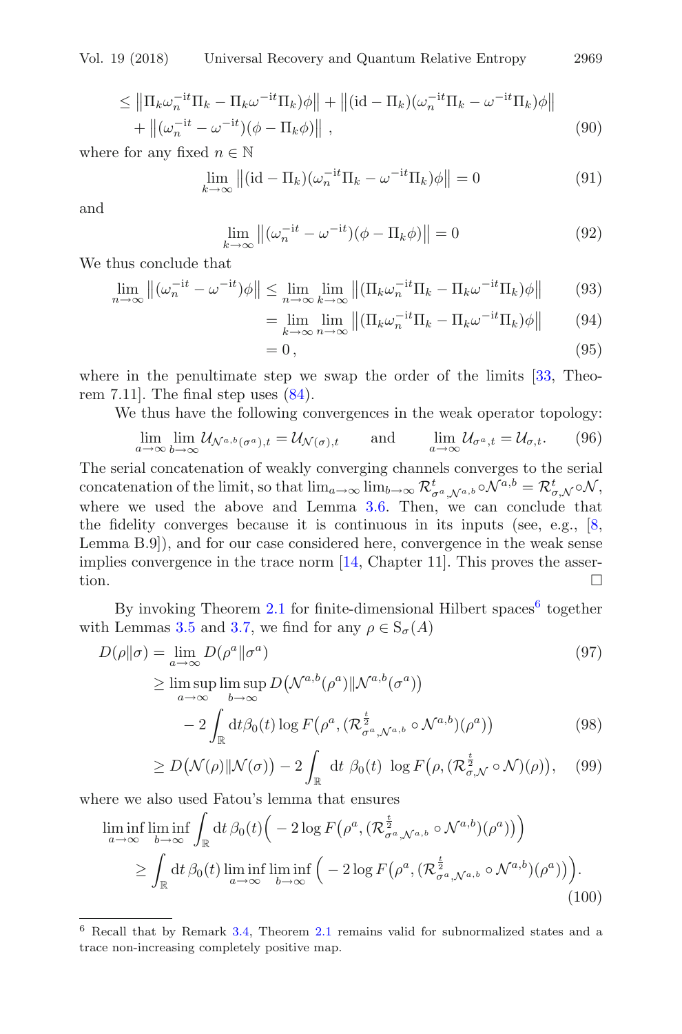$$
\begin{aligned}
&\le \left\|\Pi_k\omega_n^{-\mathrm{i}t}\Pi_k - \Pi_k\omega^{-\mathrm{i}t}\Pi_k)\phi\right\| + \left\|(\mathrm{id}-\Pi_k)(\omega_n^{-\mathrm{i}t}\Pi_k - \omega^{-\mathrm{i}t}\Pi_k)\phi\right\| \\
&\quad + \left\|(\omega_n^{-\mathrm{i}t} - \omega^{-\mathrm{i}t})(\phi - \Pi_k\phi)\right\| ,
\end{aligned}
\tag{90}
$$

where for any fixed $n \in \mathbb{N}$

$$
\lim_{k\to\infty} \left\|(\mathrm{id}-\Pi_k)(\omega_n^{-\mathrm{i}t}\Pi_k - \omega^{-\mathrm{i}t}\Pi_k)\phi\right\| = 0 \tag{91}
$$

and

$$
\lim_{k\to\infty} \left\|(\omega_n^{-\mathrm{i}t} - \omega^{-\mathrm{i}t})(\phi - \Pi_k\phi)\right\| = 0 \tag{92}
$$

We thus conclude that

$$
\begin{aligned}
\lim_{n\to\infty} \left\|(\omega_n^{-\mathrm{i}t} - \omega^{-\mathrm{i}t})\phi\right\| &\le \lim_{n\to\infty}\lim_{k\to\infty} \left\|(\Pi_k\omega_n^{-\mathrm{i}t}\Pi_k - \Pi_k\omega^{-\mathrm{i}t}\Pi_k)\phi\right\| && (93)\\
&= \lim_{k\to\infty}\lim_{n\to\infty} \left\|(\Pi_k\omega_n^{-\mathrm{i}t}\Pi_k - \Pi_k\omega^{-\mathrm{i}t}\Pi_k)\phi\right\| && (94)\\
&= 0\,, && (95)
\end{aligned}
$$

where in the penultimate step we swap the order of the limits [33, Theorem 7.11]. The final step uses (84).

We thus have the following convergences in the weak operator topology:

$$
\lim_{a\to\infty}\lim_{b\to\infty} \mathcal{U}_{\mathcal{N}^{a,b}(\sigma^a),t} = \mathcal{U}_{\mathcal{N}(\sigma),t} \qquad \text{and} \qquad \lim_{a\to\infty} \mathcal{U}_{\sigma^a,t} = \mathcal{U}_{\sigma,t}. \tag{96}
$$

The serial concatenation of weakly converging channels converges to the serial concatenation of the limit, so that $\lim_{a\to\infty}\lim_{b\to\infty}\mathcal{R}^t_{\sigma^a,\mathcal{N}^{a,b}}\circ\mathcal{N}^{a,b} = \mathcal{R}^t_{\sigma,\mathcal{N}}\circ\mathcal{N}$, where we used the above and Lemma 3.6. Then, we can conclude that the fidelity converges because it is continuous in its inputs (see, e.g., [8, Lemma B.9]), and for our case considered here, convergence in the weak sense implies convergence in the trace norm [14, Chapter 11]. This proves the assertion. □

By invoking Theorem 2.1 for finite-dimensional Hilbert spaces[6] together with Lemmas 3.5 and 3.7, we find for any $\rho \in \mathrm{S}_\sigma(A)$

$$
\begin{aligned}
D(\rho\|\sigma) &= \lim_{a\to\infty} D(\rho^a\|\sigma^a) && (97)\\
&\ge \limsup_{a\to\infty}\limsup_{b\to\infty} D\big(\mathcal{N}^{a,b}(\rho^a)\|\mathcal{N}^{a,b}(\sigma^a)\big) \\
&\qquad - 2\int_{\mathbb{R}} \mathrm{d}t\beta_0(t)\log F\big(\rho^a, (\mathcal{R}^{\frac{t}{2}}_{\sigma^a,\mathcal{N}^{a,b}}\circ\mathcal{N}^{a,b})(\rho^a)\big) && (98)\\
&\ge D\big(\mathcal{N}(\rho)\|\mathcal{N}(\sigma)\big) - 2\int_{\mathbb{R}} \mathrm{d}t\ \beta_0(t)\ \log F\big(\rho, (\mathcal{R}^{\frac{t}{2}}_{\sigma,\mathcal{N}}\circ\mathcal{N})(\rho)\big), && (99)
\end{aligned}
$$

where we also used Fatou's lemma that ensures

$$
\begin{aligned}
&\liminf_{a\to\infty}\liminf_{b\to\infty}\int_{\mathbb{R}} \mathrm{d}t\,\beta_0(t)\Big(-2\log F\big(\rho^a, (\mathcal{R}^{\frac{t}{2}}_{\sigma^a,\mathcal{N}^{a,b}}\circ\mathcal{N}^{a,b})(\rho^a)\big)\Big)\\
&\quad\ge \int_{\mathbb{R}} \mathrm{d}t\,\beta_0(t)\liminf_{a\to\infty}\liminf_{b\to\infty}\Big(-2\log F\big(\rho^a, (\mathcal{R}^{\frac{t}{2}}_{\sigma^a,\mathcal{N}^{a,b}}\circ\mathcal{N}^{a,b})(\rho^a)\big)\Big).
\end{aligned}
\tag{100}
$$

[6] Recall that by Remark 3.4, Theorem 2.1 remains valid for subnormalized states and a trace non-increasing completely positive map.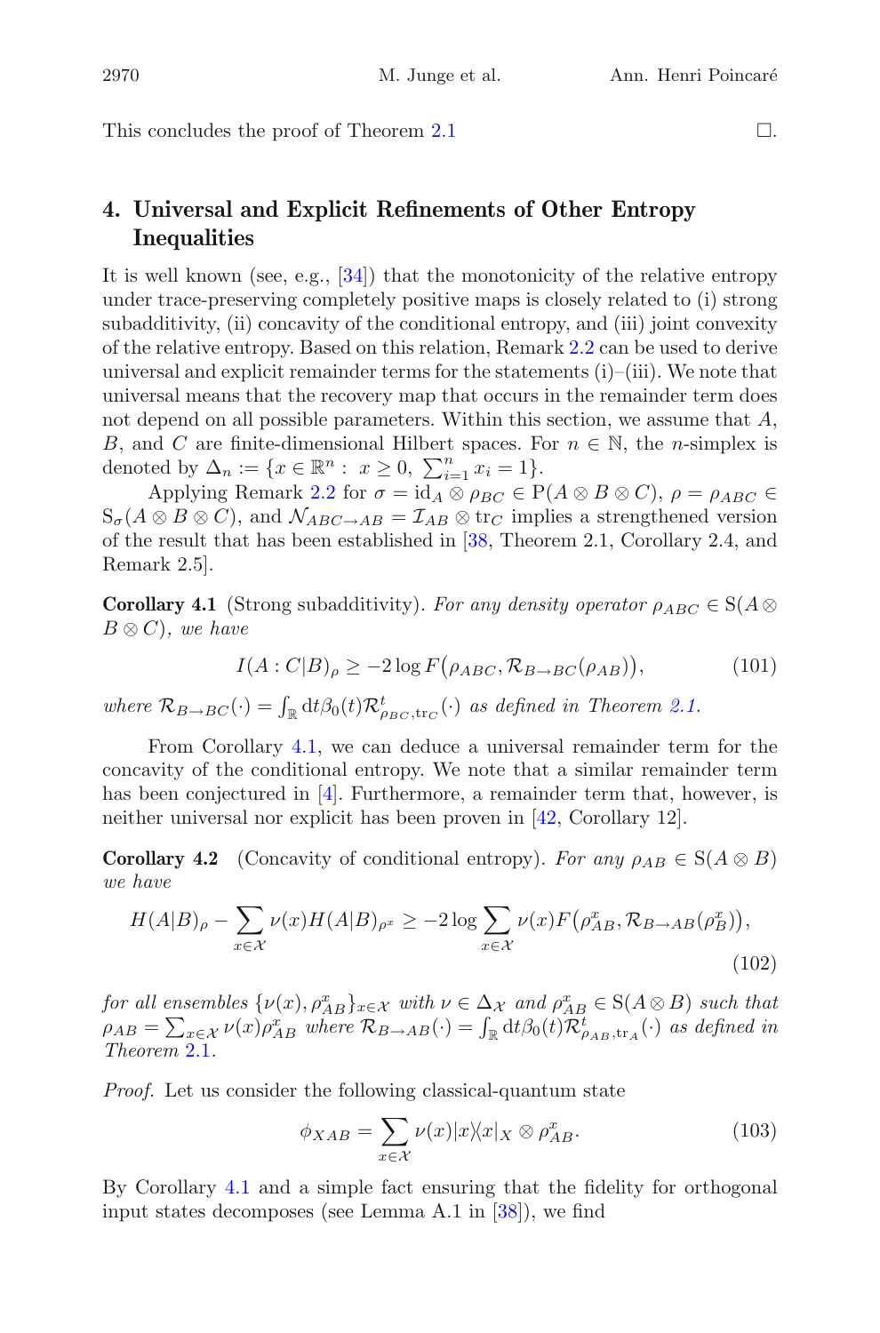This concludes the proof of Theorem 2.1 □.

## 4. Universal and Explicit Refinements of Other Entropy Inequalities

It is well known (see, e.g., [34]) that the monotonicity of the relative entropy under trace-preserving completely positive maps is closely related to (i) strong subadditivity, (ii) concavity of the conditional entropy, and (iii) joint convexity of the relative entropy. Based on this relation, Remark 2.2 can be used to derive universal and explicit remainder terms for the statements (i)–(iii). We note that universal means that the recovery map that occurs in the remainder term does not depend on all possible parameters. Within this section, we assume that $A$, $B$, and $C$ are finite-dimensional Hilbert spaces. For $n \in \mathbb{N}$, the $n$-simplex is denoted by $\Delta_n := \{x \in \mathbb{R}^n : \ x \geq 0, \ \sum_{i=1}^n x_i = 1\}$.

Applying Remark 2.2 for $\sigma = \mathrm{id}_A \otimes \rho_{BC} \in \mathrm{P}(A \otimes B \otimes C)$, $\rho = \rho_{ABC} \in \mathrm{S}_\sigma(A \otimes B \otimes C)$, and $\mathcal{N}_{ABC \to AB} = \mathcal{I}_{AB} \otimes \mathrm{tr}_C$ implies a strengthened version of the result that has been established in [38, Theorem 2.1, Corollary 2.4, and Remark 2.5].

**Corollary 4.1** (Strong subadditivity). *For any density operator $\rho_{ABC} \in \mathrm{S}(A \otimes B \otimes C)$, we have*

$$I(A : C|B)_\rho \geq -2 \log F\big(\rho_{ABC}, \mathcal{R}_{B \to BC}(\rho_{AB})\big), \tag{101}$$

*where $\mathcal{R}_{B \to BC}(\cdot) = \int_{\mathbb{R}} \mathrm{d}t \beta_0(t) \mathcal{R}^t_{\rho_{BC}, \mathrm{tr}_C}(\cdot)$ as defined in Theorem 2.1.*

From Corollary 4.1, we can deduce a universal remainder term for the concavity of the conditional entropy. We note that a similar remainder term has been conjectured in [4]. Furthermore, a remainder term that, however, is neither universal nor explicit has been proven in [42, Corollary 12].

**Corollary 4.2** (Concavity of conditional entropy). *For any $\rho_{AB} \in \mathrm{S}(A \otimes B)$ we have*

$$H(A|B)_\rho - \sum_{x \in \mathcal{X}} \nu(x) H(A|B)_{\rho^x} \geq -2 \log \sum_{x \in \mathcal{X}} \nu(x) F\big(\rho^x_{AB}, \mathcal{R}_{B \to AB}(\rho^x_B)\big), \tag{102}$$

*for all ensembles $\{\nu(x), \rho^x_{AB}\}_{x \in \mathcal{X}}$ with $\nu \in \Delta_{\mathcal{X}}$ and $\rho^x_{AB} \in \mathrm{S}(A \otimes B)$ such that $\rho_{AB} = \sum_{x \in \mathcal{X}} \nu(x) \rho^x_{AB}$ where $\mathcal{R}_{B \to AB}(\cdot) = \int_{\mathbb{R}} \mathrm{d}t \beta_0(t) \mathcal{R}^t_{\rho_{AB}, \mathrm{tr}_A}(\cdot)$ as defined in Theorem 2.1.*

*Proof.* Let us consider the following classical-quantum state

$$\phi_{XAB} = \sum_{x \in \mathcal{X}} \nu(x) |x\rangle\langle x|_X \otimes \rho^x_{AB}. \tag{103}$$

By Corollary 4.1 and a simple fact ensuring that the fidelity for orthogonal input states decomposes (see Lemma A.1 in [38]), we find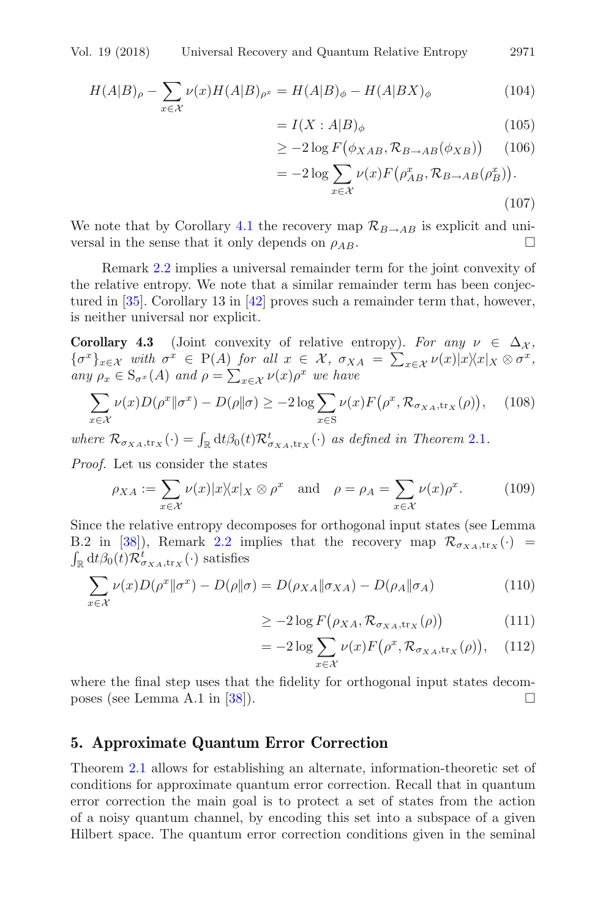$$H(A|B)_\rho - \sum_{x\in\mathcal{X}} \nu(x) H(A|B)_{\rho^x} = H(A|B)_\phi - H(A|BX)_\phi \tag{104}$$

$$= I(X : A|B)_\phi \tag{105}$$

$$\geq -2\log F\big(\phi_{XAB}, \mathcal{R}_{B\to AB}(\phi_{XB})\big) \tag{106}$$

$$= -2\log \sum_{x\in\mathcal{X}} \nu(x) F\big(\rho^x_{AB}, \mathcal{R}_{B\to AB}(\rho^x_B)\big). \tag{107}$$

We note that by Corollary 4.1 the recovery map $\mathcal{R}_{B\to AB}$ is explicit and universal in the sense that it only depends on $\rho_{AB}$. □

Remark 2.2 implies a universal remainder term for the joint convexity of the relative entropy. We note that a similar remainder term has been conjectured in [35]. Corollary 13 in [42] proves such a remainder term that, however, is neither universal nor explicit.

**Corollary 4.3** (Joint convexity of relative entropy). *For any $\nu \in \Delta_{\mathcal{X}}$, $\{\sigma^x\}_{x\in\mathcal{X}}$ with $\sigma^x \in \mathrm{P}(A)$ for all $x \in \mathcal{X}$, $\sigma_{XA} = \sum_{x\in\mathcal{X}} \nu(x)|x\rangle\langle x|_X \otimes \sigma^x$, any $\rho_x \in \mathrm{S}_{\sigma^x}(A)$ and $\rho = \sum_{x\in\mathcal{X}} \nu(x)\rho^x$ we have*

$$\sum_{x\in\mathcal{X}} \nu(x) D(\rho^x\|\sigma^x) - D(\rho\|\sigma) \geq -2\log \sum_{x\in \mathrm{S}} \nu(x) F\big(\rho^x, \mathcal{R}_{\sigma_{XA},\mathrm{tr}_X}(\rho)\big), \tag{108}$$

*where $\mathcal{R}_{\sigma_{XA},\mathrm{tr}_X}(\cdot) = \int_{\mathbb{R}} \mathrm{d}t \beta_0(t) \mathcal{R}^t_{\sigma_{XA},\mathrm{tr}_X}(\cdot)$ as defined in Theorem 2.1.*

*Proof.* Let us consider the states

$$\rho_{XA} := \sum_{x\in\mathcal{X}} \nu(x)|x\rangle\langle x|_X \otimes \rho^x \quad \text{and} \quad \rho = \rho_A = \sum_{x\in\mathcal{X}} \nu(x)\rho^x. \tag{109}$$

Since the relative entropy decomposes for orthogonal input states (see Lemma B.2 in [38]), Remark 2.2 implies that the recovery map $\mathcal{R}_{\sigma_{XA},\mathrm{tr}_X}(\cdot) = \int_{\mathbb{R}} \mathrm{d}t \beta_0(t) \mathcal{R}^t_{\sigma_{XA},\mathrm{tr}_X}(\cdot)$ satisfies

$$\sum_{x\in\mathcal{X}} \nu(x) D(\rho^x\|\sigma^x) - D(\rho\|\sigma) = D(\rho_{XA}\|\sigma_{XA}) - D(\rho_A\|\sigma_A) \tag{110}$$

$$\geq -2\log F\big(\rho_{XA}, \mathcal{R}_{\sigma_{XA},\mathrm{tr}_X}(\rho)\big) \tag{111}$$

$$= -2\log \sum_{x\in\mathcal{X}} \nu(x) F\big(\rho^x, \mathcal{R}_{\sigma_{XA},\mathrm{tr}_X}(\rho)\big), \tag{112}$$

where the final step uses that the fidelity for orthogonal input states decomposes (see Lemma A.1 in [38]). □

## 5. Approximate Quantum Error Correction

Theorem 2.1 allows for establishing an alternate, information-theoretic set of conditions for approximate quantum error correction. Recall that in quantum error correction the main goal is to protect a set of states from the action of a noisy quantum channel, by encoding this set into a subspace of a given Hilbert space. The quantum error correction conditions given in the seminal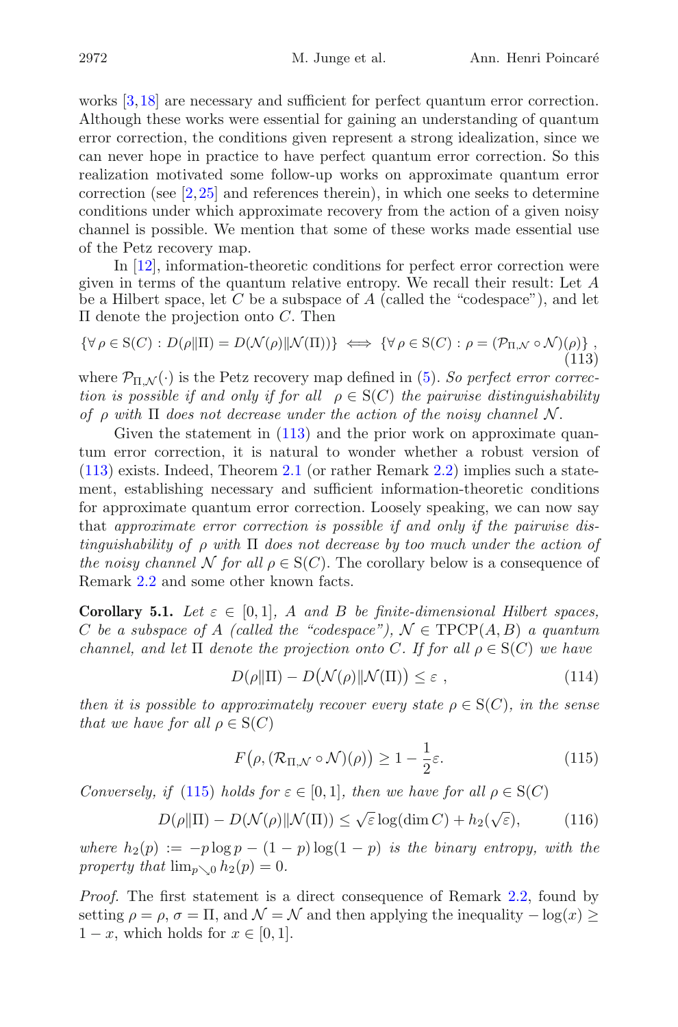works [3,18] are necessary and sufficient for perfect quantum error correction. Although these works were essential for gaining an understanding of quantum error correction, the conditions given represent a strong idealization, since we can never hope in practice to have perfect quantum error correction. So this realization motivated some follow-up works on approximate quantum error correction (see [2,25] and references therein), in which one seeks to determine conditions under which approximate recovery from the action of a given noisy channel is possible. We mention that some of these works made essential use of the Petz recovery map.

In [12], information-theoretic conditions for perfect error correction were given in terms of the quantum relative entropy. We recall their result: Let $A$ be a Hilbert space, let $C$ be a subspace of $A$ (called the "codespace"), and let $\Pi$ denote the projection onto $C$. Then

$$\{\forall\, \rho \in \mathrm{S}(C) : D(\rho\|\Pi) = D(\mathcal{N}(\rho)\|\mathcal{N}(\Pi))\} \iff \{\forall\, \rho \in \mathrm{S}(C) : \rho = (\mathcal{P}_{\Pi,\mathcal{N}} \circ \mathcal{N})(\rho)\}\ , \tag{113}$$

where $\mathcal{P}_{\Pi,\mathcal{N}}(\cdot)$ is the Petz recovery map defined in (5). *So perfect error correction is possible if and only if for all* $\rho \in \mathrm{S}(C)$ *the pairwise distinguishability of* $\rho$ *with* $\Pi$ *does not decrease under the action of the noisy channel* $\mathcal{N}$.

Given the statement in (113) and the prior work on approximate quantum error correction, it is natural to wonder whether a robust version of (113) exists. Indeed, Theorem 2.1 (or rather Remark 2.2) implies such a statement, establishing necessary and sufficient information-theoretic conditions for approximate quantum error correction. Loosely speaking, we can now say that *approximate error correction is possible if and only if the pairwise distinguishability of* $\rho$ *with* $\Pi$ *does not decrease by too much under the action of the noisy channel* $\mathcal{N}$ *for all* $\rho \in \mathrm{S}(C)$. The corollary below is a consequence of Remark 2.2 and some other known facts.

**Corollary 5.1.** *Let* $\varepsilon \in [0,1]$*,* $A$ *and* $B$ *be finite-dimensional Hilbert spaces,* $C$ *be a subspace of* $A$ *(called the "codespace"),* $\mathcal{N} \in \mathrm{TPCP}(A,B)$ *a quantum channel, and let* $\Pi$ *denote the projection onto* $C$*. If for all* $\rho \in \mathrm{S}(C)$ *we have*

$$D(\rho\|\Pi) - D\big(\mathcal{N}(\rho)\|\mathcal{N}(\Pi)\big) \leq \varepsilon\ , \tag{114}$$

*then it is possible to approximately recover every state* $\rho \in \mathrm{S}(C)$*, in the sense that we have for all* $\rho \in \mathrm{S}(C)$

$$F\big(\rho, (\mathcal{R}_{\Pi,\mathcal{N}} \circ \mathcal{N})(\rho)\big) \geq 1 - \frac{1}{2}\varepsilon. \tag{115}$$

*Conversely, if* (115) *holds for* $\varepsilon \in [0,1]$*, then we have for all* $\rho \in \mathrm{S}(C)$

$$D(\rho\|\Pi) - D(\mathcal{N}(\rho)\|\mathcal{N}(\Pi)) \leq \sqrt{\varepsilon}\log(\dim C) + h_2(\sqrt{\varepsilon}), \tag{116}$$

*where* $h_2(p) := -p\log p - (1-p)\log(1-p)$ *is the binary entropy, with the property that* $\lim_{p\searrow 0} h_2(p) = 0$.

*Proof.* The first statement is a direct consequence of Remark 2.2, found by setting $\rho = \rho$, $\sigma = \Pi$, and $\mathcal{N} = \mathcal{N}$ and then applying the inequality $-\log(x) \geq 1 - x$, which holds for $x \in [0,1]$.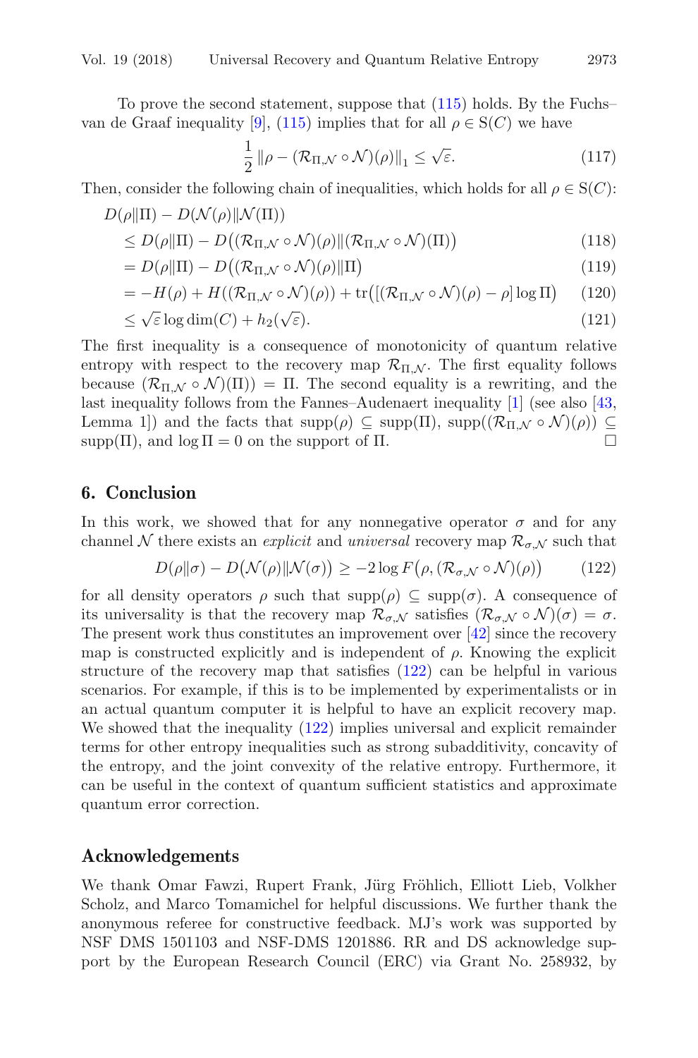To prove the second statement, suppose that (115) holds. By the Fuchs–van de Graaf inequality [9], (115) implies that for all $\rho \in \mathrm{S}(C)$ we have

$$\frac{1}{2}\left\|\rho - (\mathcal{R}_{\Pi,\mathcal{N}} \circ \mathcal{N})(\rho)\right\|_1 \leq \sqrt{\varepsilon}. \tag{117}$$

Then, consider the following chain of inequalities, which holds for all $\rho \in \mathrm{S}(C)$:

$$\begin{aligned}
&D(\rho\|\Pi) - D(\mathcal{N}(\rho)\|\mathcal{N}(\Pi)) \\
&\quad\leq D(\rho\|\Pi) - D\big((\mathcal{R}_{\Pi,\mathcal{N}} \circ \mathcal{N})(\rho)\|(\mathcal{R}_{\Pi,\mathcal{N}} \circ \mathcal{N})(\Pi)\big) && (118)\\
&\quad= D(\rho\|\Pi) - D\big((\mathcal{R}_{\Pi,\mathcal{N}} \circ \mathcal{N})(\rho)\|\Pi\big) && (119)\\
&\quad= -H(\rho) + H((\mathcal{R}_{\Pi,\mathcal{N}} \circ \mathcal{N})(\rho)) + \mathrm{tr}\big([(\mathcal{R}_{\Pi,\mathcal{N}} \circ \mathcal{N})(\rho) - \rho] \log \Pi\big) && (120)\\
&\quad\leq \sqrt{\varepsilon} \log \dim(C) + h_2(\sqrt{\varepsilon}). && (121)
\end{aligned}$$

The first inequality is a consequence of monotonicity of quantum relative entropy with respect to the recovery map $\mathcal{R}_{\Pi,\mathcal{N}}$. The first equality follows because $(\mathcal{R}_{\Pi,\mathcal{N}} \circ \mathcal{N})(\Pi)) = \Pi$. The second equality is a rewriting, and the last inequality follows from the Fannes–Audenaert inequality [1] (see also [43, Lemma 1]) and the facts that $\mathrm{supp}(\rho) \subseteq \mathrm{supp}(\Pi)$, $\mathrm{supp}((\mathcal{R}_{\Pi,\mathcal{N}} \circ \mathcal{N})(\rho)) \subseteq \mathrm{supp}(\Pi)$, and $\log \Pi = 0$ on the support of $\Pi$. □

## 6. Conclusion

In this work, we showed that for any nonnegative operator $\sigma$ and for any channel $\mathcal{N}$ there exists an *explicit* and *universal* recovery map $\mathcal{R}_{\sigma,\mathcal{N}}$ such that

$$D(\rho\|\sigma) - D\big(\mathcal{N}(\rho)\|\mathcal{N}(\sigma)\big) \geq -2 \log F\big(\rho, (\mathcal{R}_{\sigma,\mathcal{N}} \circ \mathcal{N})(\rho)\big) \tag{122}$$

for all density operators $\rho$ such that $\mathrm{supp}(\rho) \subseteq \mathrm{supp}(\sigma)$. A consequence of its universality is that the recovery map $\mathcal{R}_{\sigma,\mathcal{N}}$ satisfies $(\mathcal{R}_{\sigma,\mathcal{N}} \circ \mathcal{N})(\sigma) = \sigma$. The present work thus constitutes an improvement over [42] since the recovery map is constructed explicitly and is independent of $\rho$. Knowing the explicit structure of the recovery map that satisfies (122) can be helpful in various scenarios. For example, if this is to be implemented by experimentalists or in an actual quantum computer it is helpful to have an explicit recovery map. We showed that the inequality (122) implies universal and explicit remainder terms for other entropy inequalities such as strong subadditivity, concavity of the entropy, and the joint convexity of the relative entropy. Furthermore, it can be useful in the context of quantum sufficient statistics and approximate quantum error correction.

## Acknowledgements

We thank Omar Fawzi, Rupert Frank, Jürg Fröhlich, Elliott Lieb, Volkher Scholz, and Marco Tomamichel for helpful discussions. We further thank the anonymous referee for constructive feedback. MJ's work was supported by NSF DMS 1501103 and NSF-DMS 1201886. RR and DS acknowledge support by the European Research Council (ERC) via Grant No. 258932, by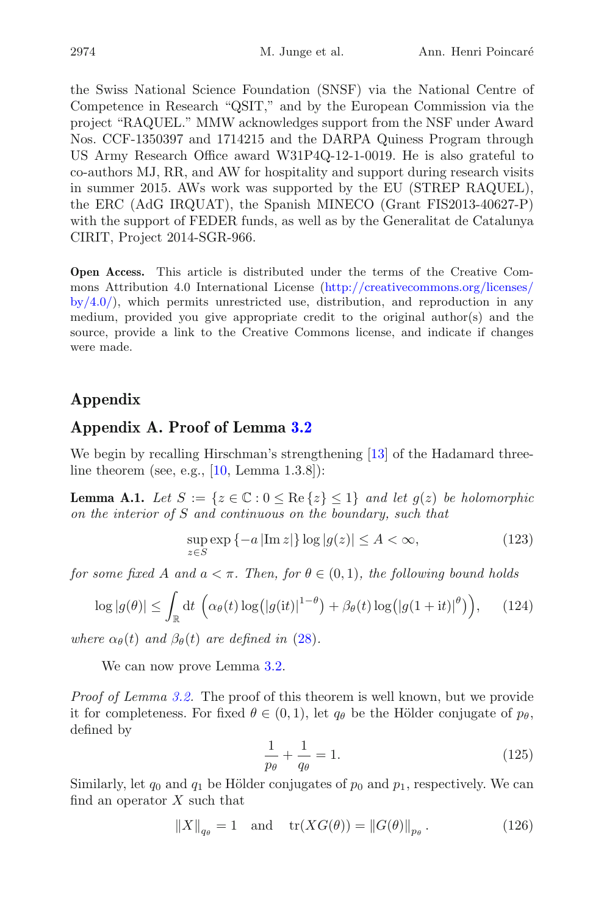the Swiss National Science Foundation (SNSF) via the National Centre of Competence in Research "QSIT," and by the European Commission via the project "RAQUEL." MMW acknowledges support from the NSF under Award Nos. CCF-1350397 and 1714215 and the DARPA Quiness Program through US Army Research Office award W31P4Q-12-1-0019. He is also grateful to co-authors MJ, RR, and AW for hospitality and support during research visits in summer 2015. AWs work was supported by the EU (STREP RAQUEL), the ERC (AdG IRQUAT), the Spanish MINECO (Grant FIS2013-40627-P) with the support of FEDER funds, as well as by the Generalitat de Catalunya CIRIT, Project 2014-SGR-966.

**Open Access.** This article is distributed under the terms of the Creative Commons Attribution 4.0 International License (http://creativecommons.org/licenses/by/4.0/), which permits unrestricted use, distribution, and reproduction in any medium, provided you give appropriate credit to the original author(s) and the source, provide a link to the Creative Commons license, and indicate if changes were made.

## Appendix

## Appendix A. Proof of Lemma 3.2

We begin by recalling Hirschman's strengthening [13] of the Hadamard three-line theorem (see, e.g., [10, Lemma 1.3.8]):

**Lemma A.1.** *Let $S := \{z \in \mathbb{C} : 0 \leq \mathrm{Re}\{z\} \leq 1\}$ and let $g(z)$ be holomorphic on the interior of $S$ and continuous on the boundary, such that*

$$\sup_{z \in S} \exp\{-a\,|\mathrm{Im}\, z|\} \log|g(z)| \leq A < \infty, \tag{123}$$

*for some fixed $A$ and $a < \pi$. Then, for $\theta \in (0,1)$, the following bound holds*

$$\log|g(\theta)| \leq \int_{\mathbb{R}} \mathrm{d}t\, \left(\alpha_\theta(t) \log\!\left(|g(\mathrm{i}t)|^{1-\theta}\right) + \beta_\theta(t) \log\!\left(|g(1+\mathrm{i}t)|^{\theta}\right)\right), \tag{124}$$

*where $\alpha_\theta(t)$ and $\beta_\theta(t)$ are defined in (28).*

We can now prove Lemma 3.2.

*Proof of Lemma 3.2.* The proof of this theorem is well known, but we provide it for completeness. For fixed $\theta \in (0,1)$, let $q_\theta$ be the Hölder conjugate of $p_\theta$, defined by

$$\frac{1}{p_\theta} + \frac{1}{q_\theta} = 1. \tag{125}$$

Similarly, let $q_0$ and $q_1$ be Hölder conjugates of $p_0$ and $p_1$, respectively. We can find an operator $X$ such that

$$\|X\|_{q_\theta} = 1 \quad \text{and} \quad \mathrm{tr}(XG(\theta)) = \|G(\theta)\|_{p_\theta}. \tag{126}$$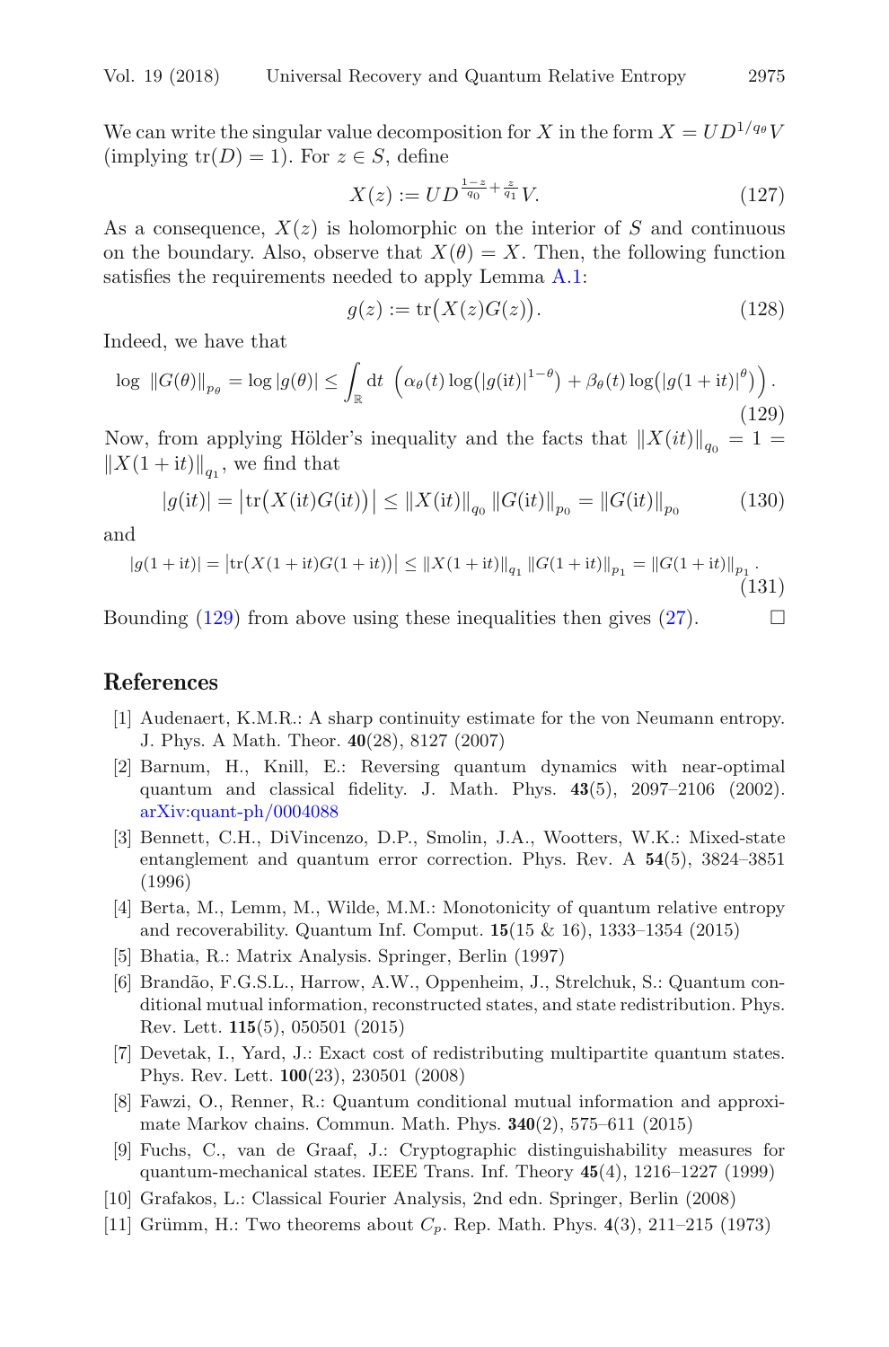We can write the singular value decomposition for $X$ in the form $X = UD^{1/q_\theta}V$ (implying $\operatorname{tr}(D) = 1$). For $z \in S$, define

$$X(z) := UD^{\frac{1-z}{q_0}+\frac{z}{q_1}}V. \tag{127}$$

As a consequence, $X(z)$ is holomorphic on the interior of $S$ and continuous on the boundary. Also, observe that $X(\theta) = X$. Then, the following function satisfies the requirements needed to apply Lemma A.1:

$$g(z) := \operatorname{tr}\big(X(z)G(z)\big). \tag{128}$$

Indeed, we have that

$$\log \ \|G(\theta)\|_{p_\theta} = \log |g(\theta)| \leq \int_{\mathbb{R}} \mathrm{d}t \ \left(\alpha_\theta(t) \log\big(|g(\mathrm{i}t)|^{1-\theta}\big) + \beta_\theta(t) \log\big(|g(1+\mathrm{i}t)|^{\theta}\big)\right). \tag{129}$$

Now, from applying Hölder's inequality and the facts that $\|X(it)\|_{q_0} = 1 = \|X(1+it)\|_{q_1}$, we find that

$$|g(\mathrm{i}t)| = \big|\operatorname{tr}\big(X(\mathrm{i}t)G(\mathrm{i}t)\big)\big| \leq \|X(\mathrm{i}t)\|_{q_0} \|G(\mathrm{i}t)\|_{p_0} = \|G(\mathrm{i}t)\|_{p_0} \tag{130}$$

and

$$|g(1+\mathrm{i}t)| = \big|\operatorname{tr}\big(X(1+\mathrm{i}t)G(1+\mathrm{i}t)\big)\big| \leq \|X(1+\mathrm{i}t)\|_{q_1} \|G(1+\mathrm{i}t)\|_{p_1} = \|G(1+\mathrm{i}t)\|_{p_1}. \tag{131}$$

Bounding (129) from above using these inequalities then gives (27). $\square$

## References

[1] Audenaert, K.M.R.: A sharp continuity estimate for the von Neumann entropy. J. Phys. A Math. Theor. **40**(28), 8127 (2007)

[2] Barnum, H., Knill, E.: Reversing quantum dynamics with near-optimal quantum and classical fidelity. J. Math. Phys. **43**(5), 2097–2106 (2002). arXiv:quant-ph/0004088

[3] Bennett, C.H., DiVincenzo, D.P., Smolin, J.A., Wootters, W.K.: Mixed-state entanglement and quantum error correction. Phys. Rev. A **54**(5), 3824–3851 (1996)

[4] Berta, M., Lemm, M., Wilde, M.M.: Monotonicity of quantum relative entropy and recoverability. Quantum Inf. Comput. **15**(15 & 16), 1333–1354 (2015)

[5] Bhatia, R.: Matrix Analysis. Springer, Berlin (1997)

[6] Brandão, F.G.S.L., Harrow, A.W., Oppenheim, J., Strelchuk, S.: Quantum conditional mutual information, reconstructed states, and state redistribution. Phys. Rev. Lett. **115**(5), 050501 (2015)

[7] Devetak, I., Yard, J.: Exact cost of redistributing multipartite quantum states. Phys. Rev. Lett. **100**(23), 230501 (2008)

[8] Fawzi, O., Renner, R.: Quantum conditional mutual information and approximate Markov chains. Commun. Math. Phys. **340**(2), 575–611 (2015)

[9] Fuchs, C., van de Graaf, J.: Cryptographic distinguishability measures for quantum-mechanical states. IEEE Trans. Inf. Theory **45**(4), 1216–1227 (1999)

[10] Grafakos, L.: Classical Fourier Analysis, 2nd edn. Springer, Berlin (2008)

[11] Grümm, H.: Two theorems about $C_p$. Rep. Math. Phys. **4**(3), 211–215 (1973)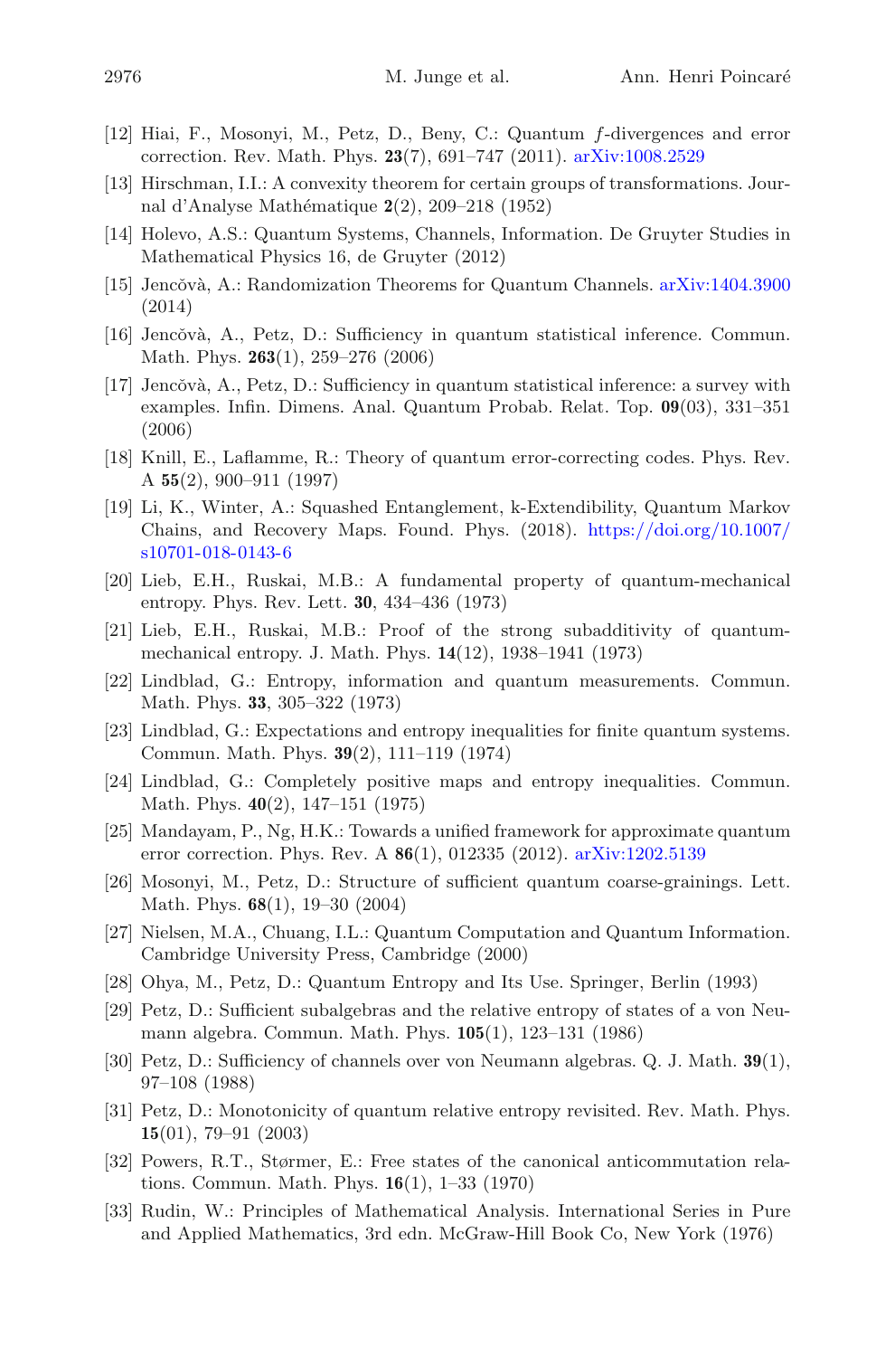[12] Hiai, F., Mosonyi, M., Petz, D., Beny, C.: Quantum $f$-divergences and error correction. Rev. Math. Phys. **23**(7), 691–747 (2011). arXiv:1008.2529

[13] Hirschman, I.I.: A convexity theorem for certain groups of transformations. Journal d'Analyse Mathématique **2**(2), 209–218 (1952)

[14] Holevo, A.S.: Quantum Systems, Channels, Information. De Gruyter Studies in Mathematical Physics 16, de Gruyter (2012)

[15] Jencǒvà, A.: Randomization Theorems for Quantum Channels. arXiv:1404.3900 (2014)

[16] Jencǒvà, A., Petz, D.: Sufficiency in quantum statistical inference. Commun. Math. Phys. **263**(1), 259–276 (2006)

[17] Jencǒvà, A., Petz, D.: Sufficiency in quantum statistical inference: a survey with examples. Infin. Dimens. Anal. Quantum Probab. Relat. Top. **09**(03), 331–351 (2006)

[18] Knill, E., Laflamme, R.: Theory of quantum error-correcting codes. Phys. Rev. A **55**(2), 900–911 (1997)

[19] Li, K., Winter, A.: Squashed Entanglement, k-Extendibility, Quantum Markov Chains, and Recovery Maps. Found. Phys. (2018). https://doi.org/10.1007/s10701-018-0143-6

[20] Lieb, E.H., Ruskai, M.B.: A fundamental property of quantum-mechanical entropy. Phys. Rev. Lett. **30**, 434–436 (1973)

[21] Lieb, E.H., Ruskai, M.B.: Proof of the strong subadditivity of quantum-mechanical entropy. J. Math. Phys. **14**(12), 1938–1941 (1973)

[22] Lindblad, G.: Entropy, information and quantum measurements. Commun. Math. Phys. **33**, 305–322 (1973)

[23] Lindblad, G.: Expectations and entropy inequalities for finite quantum systems. Commun. Math. Phys. **39**(2), 111–119 (1974)

[24] Lindblad, G.: Completely positive maps and entropy inequalities. Commun. Math. Phys. **40**(2), 147–151 (1975)

[25] Mandayam, P., Ng, H.K.: Towards a unified framework for approximate quantum error correction. Phys. Rev. A **86**(1), 012335 (2012). arXiv:1202.5139

[26] Mosonyi, M., Petz, D.: Structure of sufficient quantum coarse-grainings. Lett. Math. Phys. **68**(1), 19–30 (2004)

[27] Nielsen, M.A., Chuang, I.L.: Quantum Computation and Quantum Information. Cambridge University Press, Cambridge (2000)

[28] Ohya, M., Petz, D.: Quantum Entropy and Its Use. Springer, Berlin (1993)

[29] Petz, D.: Sufficient subalgebras and the relative entropy of states of a von Neumann algebra. Commun. Math. Phys. **105**(1), 123–131 (1986)

[30] Petz, D.: Sufficiency of channels over von Neumann algebras. Q. J. Math. **39**(1), 97–108 (1988)

[31] Petz, D.: Monotonicity of quantum relative entropy revisited. Rev. Math. Phys. **15**(01), 79–91 (2003)

[32] Powers, R.T., Størmer, E.: Free states of the canonical anticommutation relations. Commun. Math. Phys. **16**(1), 1–33 (1970)

[33] Rudin, W.: Principles of Mathematical Analysis. International Series in Pure and Applied Mathematics, 3rd edn. McGraw-Hill Book Co, New York (1976)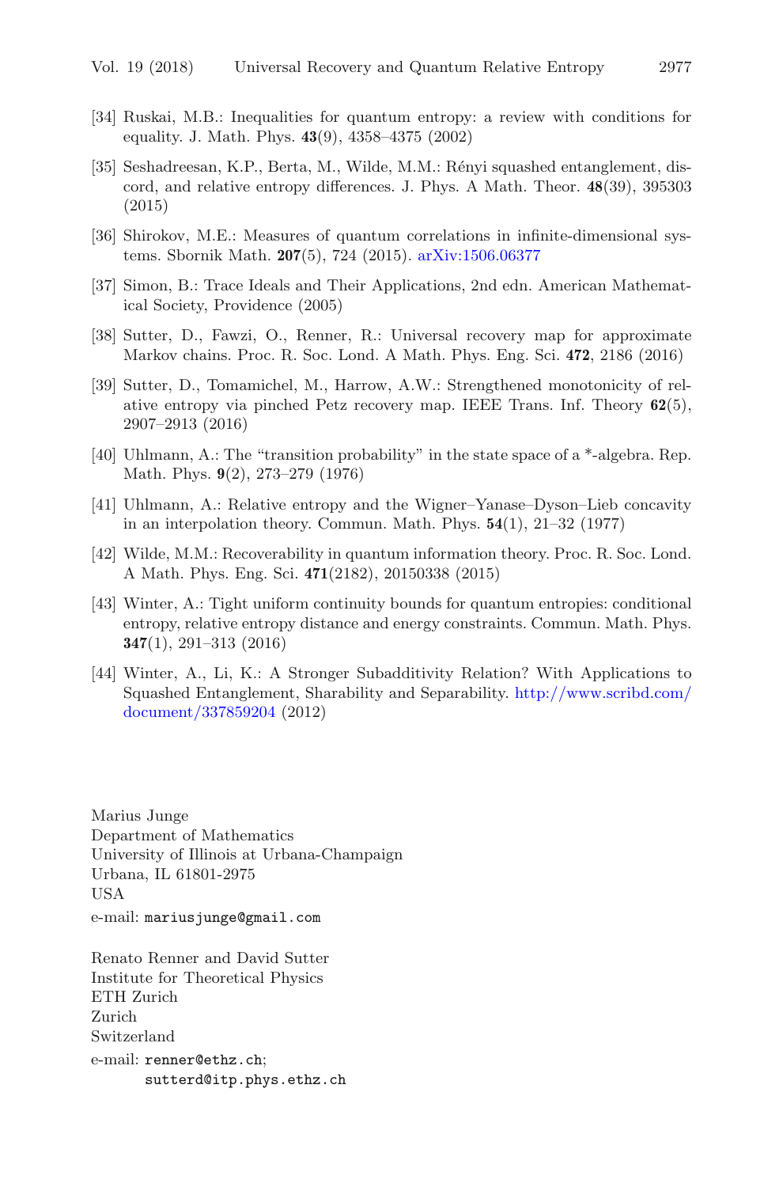[34] Ruskai, M.B.: Inequalities for quantum entropy: a review with conditions for equality. J. Math. Phys. **43**(9), 4358–4375 (2002)

[35] Seshadreesan, K.P., Berta, M., Wilde, M.M.: Rényi squashed entanglement, discord, and relative entropy differences. J. Phys. A Math. Theor. **48**(39), 395303 (2015)

[36] Shirokov, M.E.: Measures of quantum correlations in infinite-dimensional systems. Sbornik Math. **207**(5), 724 (2015). arXiv:1506.06377

[37] Simon, B.: Trace Ideals and Their Applications, 2nd edn. American Mathematical Society, Providence (2005)

[38] Sutter, D., Fawzi, O., Renner, R.: Universal recovery map for approximate Markov chains. Proc. R. Soc. Lond. A Math. Phys. Eng. Sci. **472**, 2186 (2016)

[39] Sutter, D., Tomamichel, M., Harrow, A.W.: Strengthened monotonicity of relative entropy via pinched Petz recovery map. IEEE Trans. Inf. Theory **62**(5), 2907–2913 (2016)

[40] Uhlmann, A.: The "transition probability" in the state space of a *-algebra. Rep. Math. Phys. **9**(2), 273–279 (1976)

[41] Uhlmann, A.: Relative entropy and the Wigner–Yanase–Dyson–Lieb concavity in an interpolation theory. Commun. Math. Phys. **54**(1), 21–32 (1977)

[42] Wilde, M.M.: Recoverability in quantum information theory. Proc. R. Soc. Lond. A Math. Phys. Eng. Sci. **471**(2182), 20150338 (2015)

[43] Winter, A.: Tight uniform continuity bounds for quantum entropies: conditional entropy, relative entropy distance and energy constraints. Commun. Math. Phys. **347**(1), 291–313 (2016)

[44] Winter, A., Li, K.: A Stronger Subadditivity Relation? With Applications to Squashed Entanglement, Sharability and Separability. http://www.scribd.com/document/337859204 (2012)

Marius Junge
Department of Mathematics
University of Illinois at Urbana-Champaign
Urbana, IL 61801-2975
USA
e-mail: mariusjunge@gmail.com

Renato Renner and David Sutter
Institute for Theoretical Physics
ETH Zurich
Zurich
Switzerland
e-mail: renner@ethz.ch;
sutterd@itp.phys.ethz.ch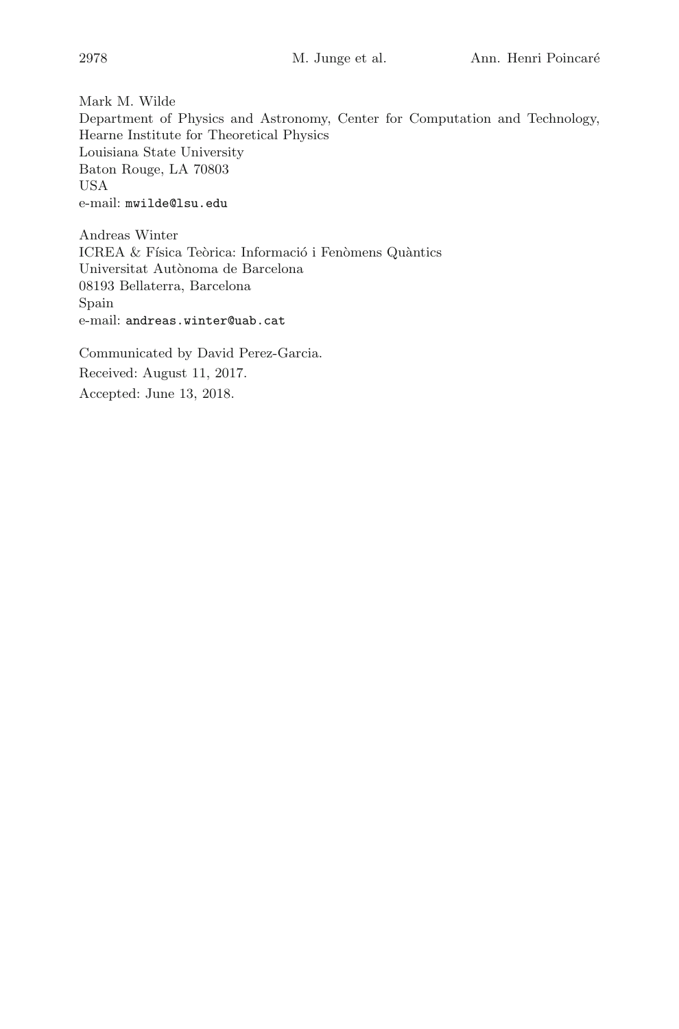Mark M. Wilde
Department of Physics and Astronomy, Center for Computation and Technology, Hearne Institute for Theoretical Physics
Louisiana State University
Baton Rouge, LA 70803
USA
e-mail: mwilde@lsu.edu

Andreas Winter
ICREA & Física Teòrica: Informació i Fenòmens Quàntics
Universitat Autònoma de Barcelona
08193 Bellaterra, Barcelona
Spain
e-mail: andreas.winter@uab.cat

Communicated by David Perez-Garcia.

Received: August 11, 2017.

Accepted: June 13, 2018.